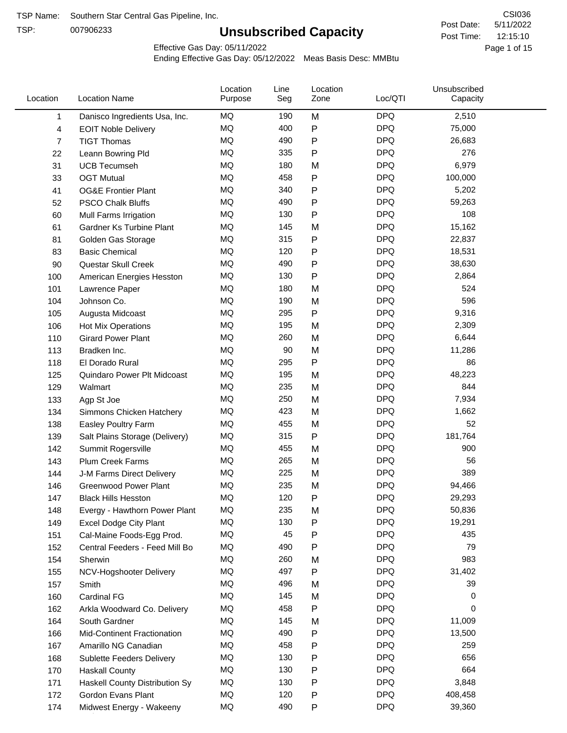TSP Name: Southern Star Central Gas Pipeline, Inc.

TSP: 007906233

CSI036

Post Date: 5/11/2022

Post Time: 12:15:10

# Unsubscribed Capacity

Effective Gas Day: 05/11/2022

Ending Effective Gas Day: 05/12/2022 Meas Basis Desc: MMBtu

| Location | Location Name | Location Purpose | Line Seg | Location Zone | Loc/QTI | Unsubscribed Capacity |
|---|---|---|---|---|---|---|
| 1 | Danisco Ingredients Usa, Inc. | MQ | 190 | M | DPQ | 2,510 |
| 4 | EOIT Noble Delivery | MQ | 400 | P | DPQ | 75,000 |
| 7 | TIGT Thomas | MQ | 490 | P | DPQ | 26,683 |
| 22 | Leann Bowring Pld | MQ | 335 | P | DPQ | 276 |
| 31 | UCB Tecumseh | MQ | 180 | M | DPQ | 6,979 |
| 33 | OGT Mutual | MQ | 458 | P | DPQ | 100,000 |
| 41 | OG&E Frontier Plant | MQ | 340 | P | DPQ | 5,202 |
| 52 | PSCO Chalk Bluffs | MQ | 490 | P | DPQ | 59,263 |
| 60 | Mull Farms Irrigation | MQ | 130 | P | DPQ | 108 |
| 61 | Gardner Ks Turbine Plant | MQ | 145 | M | DPQ | 15,162 |
| 81 | Golden Gas Storage | MQ | 315 | P | DPQ | 22,837 |
| 83 | Basic Chemical | MQ | 120 | P | DPQ | 18,531 |
| 90 | Questar Skull Creek | MQ | 490 | P | DPQ | 38,630 |
| 100 | American Energies Hesston | MQ | 130 | P | DPQ | 2,864 |
| 101 | Lawrence Paper | MQ | 180 | M | DPQ | 524 |
| 104 | Johnson Co. | MQ | 190 | M | DPQ | 596 |
| 105 | Augusta Midcoast | MQ | 295 | P | DPQ | 9,316 |
| 106 | Hot Mix Operations | MQ | 195 | M | DPQ | 2,309 |
| 110 | Girard Power Plant | MQ | 260 | M | DPQ | 6,644 |
| 113 | Bradken Inc. | MQ | 90 | M | DPQ | 11,286 |
| 118 | El Dorado Rural | MQ | 295 | P | DPQ | 86 |
| 125 | Quindaro Power Plt Midcoast | MQ | 195 | M | DPQ | 48,223 |
| 129 | Walmart | MQ | 235 | M | DPQ | 844 |
| 133 | Agp St Joe | MQ | 250 | M | DPQ | 7,934 |
| 134 | Simmons Chicken Hatchery | MQ | 423 | M | DPQ | 1,662 |
| 138 | Easley Poultry Farm | MQ | 455 | M | DPQ | 52 |
| 139 | Salt Plains Storage (Delivery) | MQ | 315 | P | DPQ | 181,764 |
| 142 | Summit Rogersville | MQ | 455 | M | DPQ | 900 |
| 143 | Plum Creek Farms | MQ | 265 | M | DPQ | 56 |
| 144 | J-M Farms Direct Delivery | MQ | 225 | M | DPQ | 389 |
| 146 | Greenwood Power Plant | MQ | 235 | M | DPQ | 94,466 |
| 147 | Black Hills Hesston | MQ | 120 | P | DPQ | 29,293 |
| 148 | Evergy - Hawthorn Power Plant | MQ | 235 | M | DPQ | 50,836 |
| 149 | Excel Dodge City Plant | MQ | 130 | P | DPQ | 19,291 |
| 151 | Cal-Maine Foods-Egg Prod. | MQ | 45 | P | DPQ | 435 |
| 152 | Central Feeders - Feed Mill Bo | MQ | 490 | P | DPQ | 79 |
| 154 | Sherwin | MQ | 260 | M | DPQ | 983 |
| 155 | NCV-Hogshooter Delivery | MQ | 497 | P | DPQ | 31,402 |
| 157 | Smith | MQ | 496 | M | DPQ | 39 |
| 160 | Cardinal FG | MQ | 145 | M | DPQ | 0 |
| 162 | Arkla Woodward Co. Delivery | MQ | 458 | P | DPQ | 0 |
| 164 | South Gardner | MQ | 145 | M | DPQ | 11,009 |
| 166 | Mid-Continent Fractionation | MQ | 490 | P | DPQ | 13,500 |
| 167 | Amarillo NG Canadian | MQ | 458 | P | DPQ | 259 |
| 168 | Sublette Feeders Delivery | MQ | 130 | P | DPQ | 656 |
| 170 | Haskall County | MQ | 130 | P | DPQ | 664 |
| 171 | Haskall County Distribution Sy | MQ | 130 | P | DPQ | 3,848 |
| 172 | Gordon Evans Plant | MQ | 120 | P | DPQ | 408,458 |
| 174 | Midwest Energy - Wakeeny | MQ | 490 | P | DPQ | 39,360 |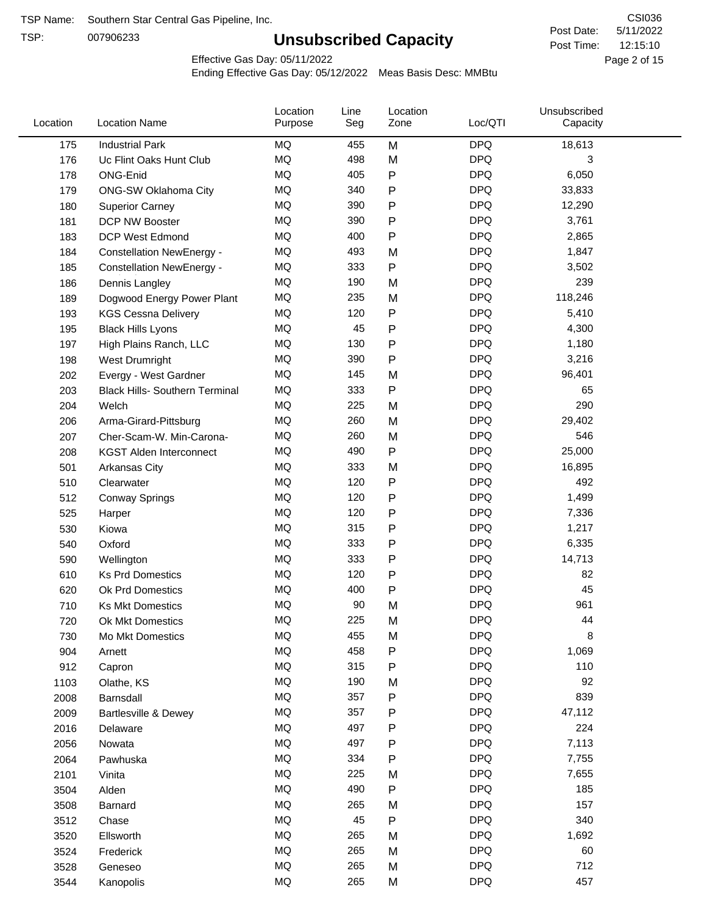TSP Name: Southern Star Central Gas Pipeline, Inc.

TSP: 007906233

# Unsubscribed Capacity

CSI036

Post Date: 5/11/2022

Post Time: 12:15:10

Effective Gas Day: 05/11/2022

Ending Effective Gas Day: 05/12/2022 Meas Basis Desc: MMBtu

| Location | Location Name | Location Purpose | Line Seg | Location Zone | Loc/QTI | Unsubscribed Capacity |
|---|---|---|---|---|---|---|
| 175 | Industrial Park | MQ | 455 | M | DPQ | 18,613 |
| 176 | Uc Flint Oaks Hunt Club | MQ | 498 | M | DPQ | 3 |
| 178 | ONG-Enid | MQ | 405 | P | DPQ | 6,050 |
| 179 | ONG-SW Oklahoma City | MQ | 340 | P | DPQ | 33,833 |
| 180 | Superior Carney | MQ | 390 | P | DPQ | 12,290 |
| 181 | DCP NW Booster | MQ | 390 | P | DPQ | 3,761 |
| 183 | DCP West Edmond | MQ | 400 | P | DPQ | 2,865 |
| 184 | Constellation NewEnergy - | MQ | 493 | M | DPQ | 1,847 |
| 185 | Constellation NewEnergy - | MQ | 333 | P | DPQ | 3,502 |
| 186 | Dennis Langley | MQ | 190 | M | DPQ | 239 |
| 189 | Dogwood Energy Power Plant | MQ | 235 | M | DPQ | 118,246 |
| 193 | KGS Cessna Delivery | MQ | 120 | P | DPQ | 5,410 |
| 195 | Black Hills Lyons | MQ | 45 | P | DPQ | 4,300 |
| 197 | High Plains Ranch, LLC | MQ | 130 | P | DPQ | 1,180 |
| 198 | West Drumright | MQ | 390 | P | DPQ | 3,216 |
| 202 | Evergy - West Gardner | MQ | 145 | M | DPQ | 96,401 |
| 203 | Black Hills- Southern Terminal | MQ | 333 | P | DPQ | 65 |
| 204 | Welch | MQ | 225 | M | DPQ | 290 |
| 206 | Arma-Girard-Pittsburg | MQ | 260 | M | DPQ | 29,402 |
| 207 | Cher-Scam-W. Min-Carona- | MQ | 260 | M | DPQ | 546 |
| 208 | KGST Alden Interconnect | MQ | 490 | P | DPQ | 25,000 |
| 501 | Arkansas City | MQ | 333 | M | DPQ | 16,895 |
| 510 | Clearwater | MQ | 120 | P | DPQ | 492 |
| 512 | Conway Springs | MQ | 120 | P | DPQ | 1,499 |
| 525 | Harper | MQ | 120 | P | DPQ | 7,336 |
| 530 | Kiowa | MQ | 315 | P | DPQ | 1,217 |
| 540 | Oxford | MQ | 333 | P | DPQ | 6,335 |
| 590 | Wellington | MQ | 333 | P | DPQ | 14,713 |
| 610 | Ks Prd Domestics | MQ | 120 | P | DPQ | 82 |
| 620 | Ok Prd Domestics | MQ | 400 | P | DPQ | 45 |
| 710 | Ks Mkt Domestics | MQ | 90 | M | DPQ | 961 |
| 720 | Ok Mkt Domestics | MQ | 225 | M | DPQ | 44 |
| 730 | Mo Mkt Domestics | MQ | 455 | M | DPQ | 8 |
| 904 | Arnett | MQ | 458 | P | DPQ | 1,069 |
| 912 | Capron | MQ | 315 | P | DPQ | 110 |
| 1103 | Olathe, KS | MQ | 190 | M | DPQ | 92 |
| 2008 | Barnsdall | MQ | 357 | P | DPQ | 839 |
| 2009 | Bartlesville & Dewey | MQ | 357 | P | DPQ | 47,112 |
| 2016 | Delaware | MQ | 497 | P | DPQ | 224 |
| 2056 | Nowata | MQ | 497 | P | DPQ | 7,113 |
| 2064 | Pawhuska | MQ | 334 | P | DPQ | 7,755 |
| 2101 | Vinita | MQ | 225 | M | DPQ | 7,655 |
| 3504 | Alden | MQ | 490 | P | DPQ | 185 |
| 3508 | Barnard | MQ | 265 | M | DPQ | 157 |
| 3512 | Chase | MQ | 45 | P | DPQ | 340 |
| 3520 | Ellsworth | MQ | 265 | M | DPQ | 1,692 |
| 3524 | Frederick | MQ | 265 | M | DPQ | 60 |
| 3528 | Geneseo | MQ | 265 | M | DPQ | 712 |
| 3544 | Kanopolis | MQ | 265 | M | DPQ | 457 |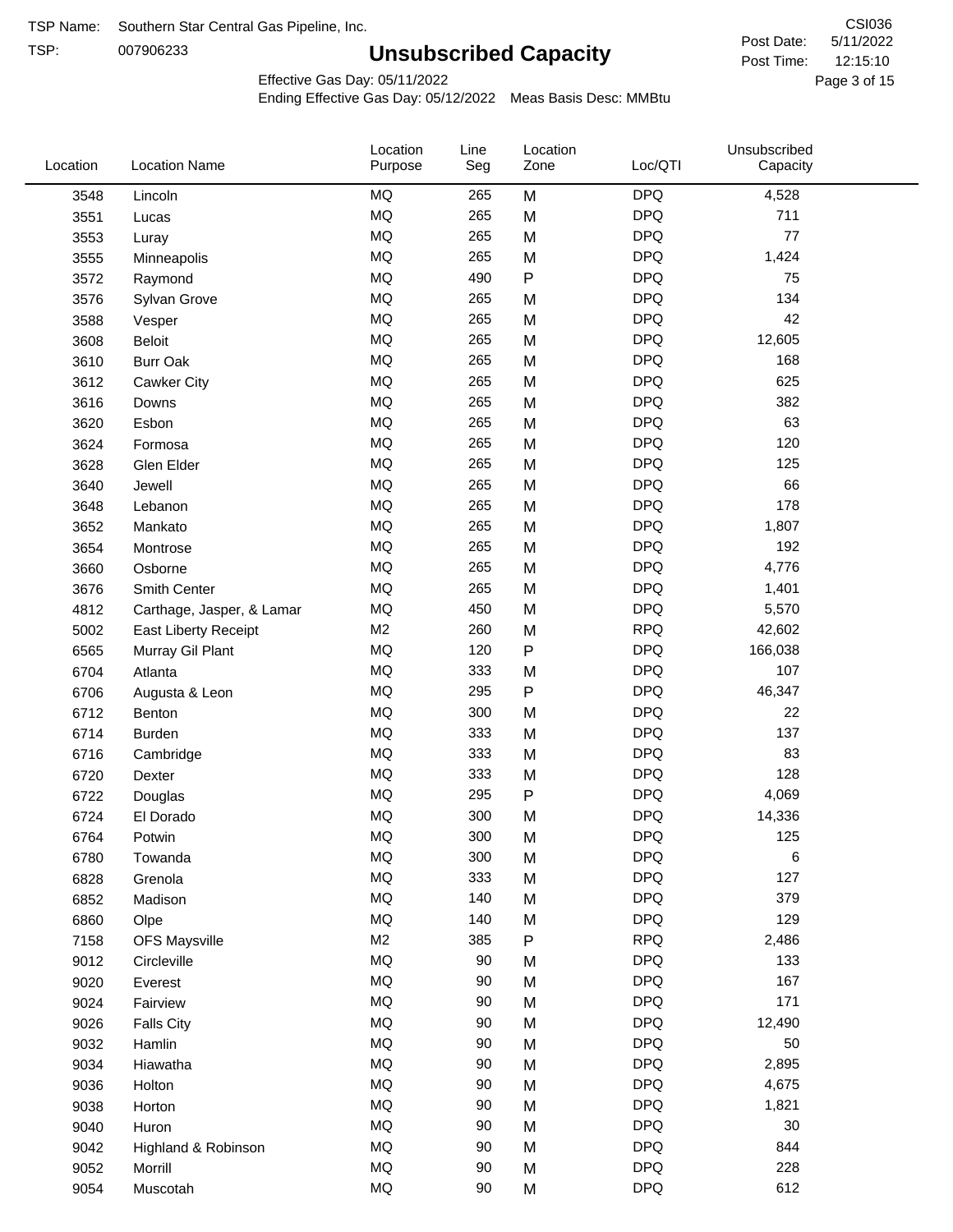TSP Name: Southern Star Central Gas Pipeline, Inc.
TSP: 007906233

# Unsubscribed Capacity

CSI036
Post Date: 5/11/2022
Post Time: 12:15:10

Effective Gas Day: 05/11/2022
Ending Effective Gas Day: 05/12/2022 Meas Basis Desc: MMBtu

| Location | Location Name | Location Purpose | Line Seg | Location Zone | Loc/QTI | Unsubscribed Capacity |
|---|---|---|---|---|---|---|
| 3548 | Lincoln | MQ | 265 | M | DPQ | 4,528 |
| 3551 | Lucas | MQ | 265 | M | DPQ | 711 |
| 3553 | Luray | MQ | 265 | M | DPQ | 77 |
| 3555 | Minneapolis | MQ | 265 | M | DPQ | 1,424 |
| 3572 | Raymond | MQ | 490 | P | DPQ | 75 |
| 3576 | Sylvan Grove | MQ | 265 | M | DPQ | 134 |
| 3588 | Vesper | MQ | 265 | M | DPQ | 42 |
| 3608 | Beloit | MQ | 265 | M | DPQ | 12,605 |
| 3610 | Burr Oak | MQ | 265 | M | DPQ | 168 |
| 3612 | Cawker City | MQ | 265 | M | DPQ | 625 |
| 3616 | Downs | MQ | 265 | M | DPQ | 382 |
| 3620 | Esbon | MQ | 265 | M | DPQ | 63 |
| 3624 | Formosa | MQ | 265 | M | DPQ | 120 |
| 3628 | Glen Elder | MQ | 265 | M | DPQ | 125 |
| 3640 | Jewell | MQ | 265 | M | DPQ | 66 |
| 3648 | Lebanon | MQ | 265 | M | DPQ | 178 |
| 3652 | Mankato | MQ | 265 | M | DPQ | 1,807 |
| 3654 | Montrose | MQ | 265 | M | DPQ | 192 |
| 3660 | Osborne | MQ | 265 | M | DPQ | 4,776 |
| 3676 | Smith Center | MQ | 265 | M | DPQ | 1,401 |
| 4812 | Carthage, Jasper, & Lamar | MQ | 450 | M | DPQ | 5,570 |
| 5002 | East Liberty Receipt | M2 | 260 | M | RPQ | 42,602 |
| 6565 | Murray Gil Plant | MQ | 120 | P | DPQ | 166,038 |
| 6704 | Atlanta | MQ | 333 | M | DPQ | 107 |
| 6706 | Augusta & Leon | MQ | 295 | P | DPQ | 46,347 |
| 6712 | Benton | MQ | 300 | M | DPQ | 22 |
| 6714 | Burden | MQ | 333 | M | DPQ | 137 |
| 6716 | Cambridge | MQ | 333 | M | DPQ | 83 |
| 6720 | Dexter | MQ | 333 | M | DPQ | 128 |
| 6722 | Douglas | MQ | 295 | P | DPQ | 4,069 |
| 6724 | El Dorado | MQ | 300 | M | DPQ | 14,336 |
| 6764 | Potwin | MQ | 300 | M | DPQ | 125 |
| 6780 | Towanda | MQ | 300 | M | DPQ | 6 |
| 6828 | Grenola | MQ | 333 | M | DPQ | 127 |
| 6852 | Madison | MQ | 140 | M | DPQ | 379 |
| 6860 | Olpe | MQ | 140 | M | DPQ | 129 |
| 7158 | OFS Maysville | M2 | 385 | P | RPQ | 2,486 |
| 9012 | Circleville | MQ | 90 | M | DPQ | 133 |
| 9020 | Everest | MQ | 90 | M | DPQ | 167 |
| 9024 | Fairview | MQ | 90 | M | DPQ | 171 |
| 9026 | Falls City | MQ | 90 | M | DPQ | 12,490 |
| 9032 | Hamlin | MQ | 90 | M | DPQ | 50 |
| 9034 | Hiawatha | MQ | 90 | M | DPQ | 2,895 |
| 9036 | Holton | MQ | 90 | M | DPQ | 4,675 |
| 9038 | Horton | MQ | 90 | M | DPQ | 1,821 |
| 9040 | Huron | MQ | 90 | M | DPQ | 30 |
| 9042 | Highland & Robinson | MQ | 90 | M | DPQ | 844 |
| 9052 | Morrill | MQ | 90 | M | DPQ | 228 |
| 9054 | Muscotah | MQ | 90 | M | DPQ | 612 |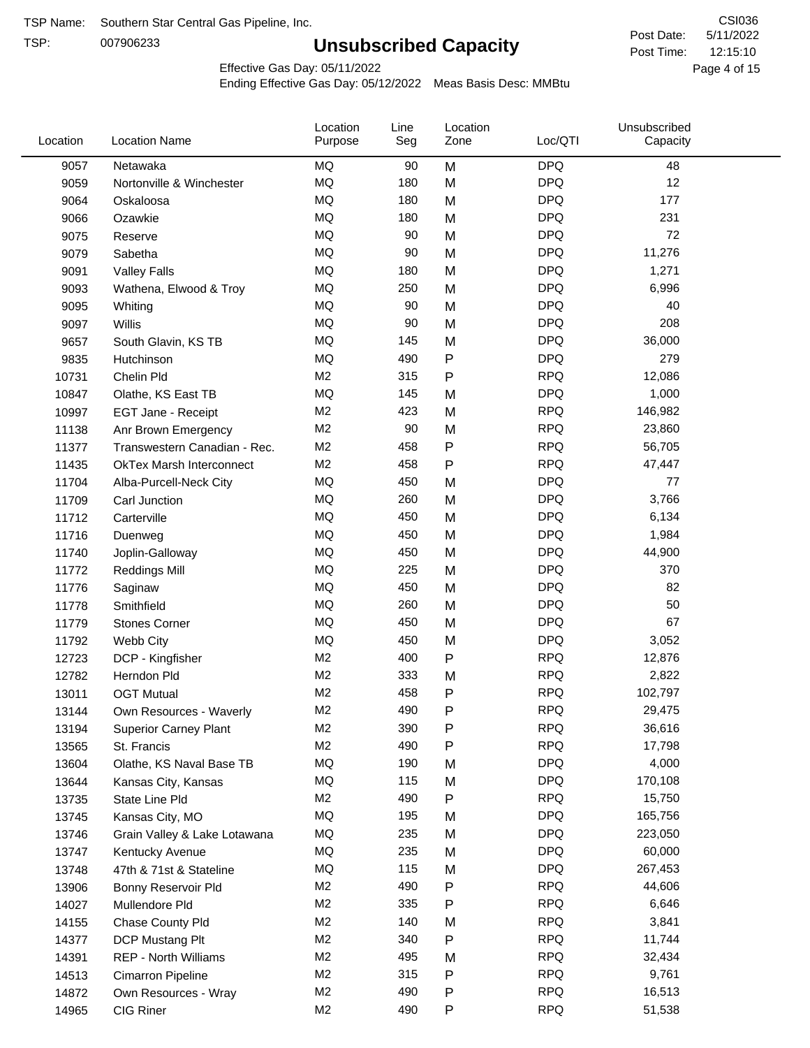TSP Name: Southern Star Central Gas Pipeline, Inc.

TSP: 007906233

# Unsubscribed Capacity

CSI036

Post Date: 5/11/2022

Post Time: 12:15:10

Effective Gas Day: 05/11/2022

Ending Effective Gas Day: 05/12/2022 Meas Basis Desc: MMBtu

| Location | Location Name | Location Purpose | Line Seg | Location Zone | Loc/QTI | Unsubscribed Capacity |
|---|---|---|---|---|---|---|
| 9057 | Netawaka | MQ | 90 | M | DPQ | 48 |
| 9059 | Nortonville & Winchester | MQ | 180 | M | DPQ | 12 |
| 9064 | Oskaloosa | MQ | 180 | M | DPQ | 177 |
| 9066 | Ozawkie | MQ | 180 | M | DPQ | 231 |
| 9075 | Reserve | MQ | 90 | M | DPQ | 72 |
| 9079 | Sabetha | MQ | 90 | M | DPQ | 11,276 |
| 9091 | Valley Falls | MQ | 180 | M | DPQ | 1,271 |
| 9093 | Wathena, Elwood & Troy | MQ | 250 | M | DPQ | 6,996 |
| 9095 | Whiting | MQ | 90 | M | DPQ | 40 |
| 9097 | Willis | MQ | 90 | M | DPQ | 208 |
| 9657 | South Glavin, KS TB | MQ | 145 | M | DPQ | 36,000 |
| 9835 | Hutchinson | MQ | 490 | P | DPQ | 279 |
| 10731 | Chelin Pld | M2 | 315 | P | RPQ | 12,086 |
| 10847 | Olathe, KS East TB | MQ | 145 | M | DPQ | 1,000 |
| 10997 | EGT Jane - Receipt | M2 | 423 | M | RPQ | 146,982 |
| 11138 | Anr Brown Emergency | M2 | 90 | M | RPQ | 23,860 |
| 11377 | Transwestern Canadian - Rec. | M2 | 458 | P | RPQ | 56,705 |
| 11435 | OkTex Marsh Interconnect | M2 | 458 | P | RPQ | 47,447 |
| 11704 | Alba-Purcell-Neck City | MQ | 450 | M | DPQ | 77 |
| 11709 | Carl Junction | MQ | 260 | M | DPQ | 3,766 |
| 11712 | Carterville | MQ | 450 | M | DPQ | 6,134 |
| 11716 | Duenweg | MQ | 450 | M | DPQ | 1,984 |
| 11740 | Joplin-Galloway | MQ | 450 | M | DPQ | 44,900 |
| 11772 | Reddings Mill | MQ | 225 | M | DPQ | 370 |
| 11776 | Saginaw | MQ | 450 | M | DPQ | 82 |
| 11778 | Smithfield | MQ | 260 | M | DPQ | 50 |
| 11779 | Stones Corner | MQ | 450 | M | DPQ | 67 |
| 11792 | Webb City | MQ | 450 | M | DPQ | 3,052 |
| 12723 | DCP - Kingfisher | M2 | 400 | P | RPQ | 12,876 |
| 12782 | Herndon Pld | M2 | 333 | M | RPQ | 2,822 |
| 13011 | OGT Mutual | M2 | 458 | P | RPQ | 102,797 |
| 13144 | Own Resources - Waverly | M2 | 490 | P | RPQ | 29,475 |
| 13194 | Superior Carney Plant | M2 | 390 | P | RPQ | 36,616 |
| 13565 | St. Francis | M2 | 490 | P | RPQ | 17,798 |
| 13604 | Olathe, KS Naval Base TB | MQ | 190 | M | DPQ | 4,000 |
| 13644 | Kansas City, Kansas | MQ | 115 | M | DPQ | 170,108 |
| 13735 | State Line Pld | M2 | 490 | P | RPQ | 15,750 |
| 13745 | Kansas City, MO | MQ | 195 | M | DPQ | 165,756 |
| 13746 | Grain Valley & Lake Lotawana | MQ | 235 | M | DPQ | 223,050 |
| 13747 | Kentucky Avenue | MQ | 235 | M | DPQ | 60,000 |
| 13748 | 47th & 71st & Stateline | MQ | 115 | M | DPQ | 267,453 |
| 13906 | Bonny Reservoir Pld | M2 | 490 | P | RPQ | 44,606 |
| 14027 | Mullendore Pld | M2 | 335 | P | RPQ | 6,646 |
| 14155 | Chase County Pld | M2 | 140 | M | RPQ | 3,841 |
| 14377 | DCP Mustang Plt | M2 | 340 | P | RPQ | 11,744 |
| 14391 | REP - North Williams | M2 | 495 | M | RPQ | 32,434 |
| 14513 | Cimarron Pipeline | M2 | 315 | P | RPQ | 9,761 |
| 14872 | Own Resources - Wray | M2 | 490 | P | RPQ | 16,513 |
| 14965 | CIG Riner | M2 | 490 | P | RPQ | 51,538 |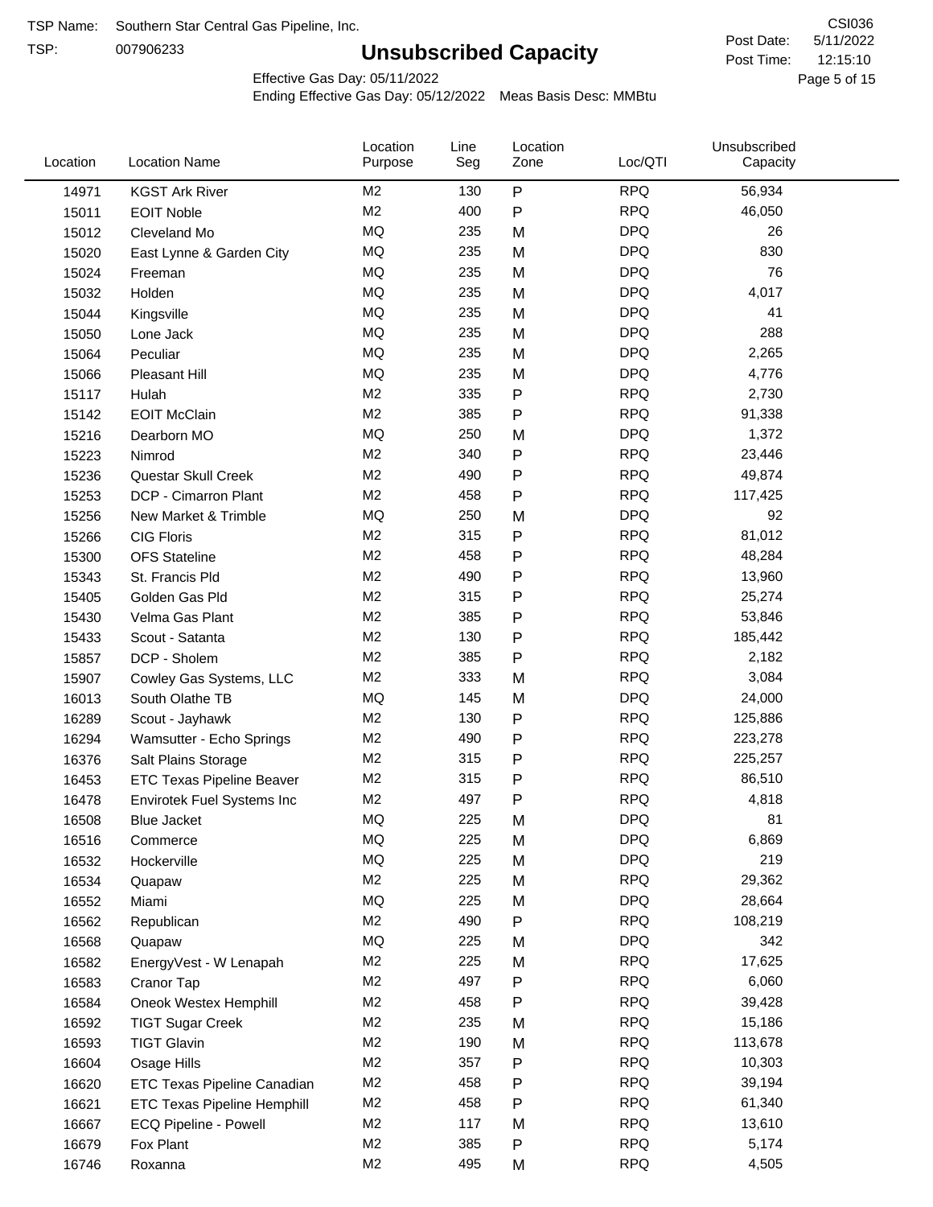TSP Name: Southern Star Central Gas Pipeline, Inc.

TSP: 007906233

# Unsubscribed Capacity

CSI036

Post Date: 5/11/2022

Post Time: 12:15:10

Effective Gas Day: 05/11/2022

Ending Effective Gas Day: 05/12/2022 Meas Basis Desc: MMBtu

| Location | Location Name | Location Purpose | Line Seg | Location Zone | Loc/QTI | Unsubscribed Capacity |
|---|---|---|---|---|---|---|
| 14971 | KGST Ark River | M2 | 130 | P | RPQ | 56,934 |
| 15011 | EOIT Noble | M2 | 400 | P | RPQ | 46,050 |
| 15012 | Cleveland Mo | MQ | 235 | M | DPQ | 26 |
| 15020 | East Lynne & Garden City | MQ | 235 | M | DPQ | 830 |
| 15024 | Freeman | MQ | 235 | M | DPQ | 76 |
| 15032 | Holden | MQ | 235 | M | DPQ | 4,017 |
| 15044 | Kingsville | MQ | 235 | M | DPQ | 41 |
| 15050 | Lone Jack | MQ | 235 | M | DPQ | 288 |
| 15064 | Peculiar | MQ | 235 | M | DPQ | 2,265 |
| 15066 | Pleasant Hill | MQ | 235 | M | DPQ | 4,776 |
| 15117 | Hulah | M2 | 335 | P | RPQ | 2,730 |
| 15142 | EOIT McClain | M2 | 385 | P | RPQ | 91,338 |
| 15216 | Dearborn MO | MQ | 250 | M | DPQ | 1,372 |
| 15223 | Nimrod | M2 | 340 | P | RPQ | 23,446 |
| 15236 | Questar Skull Creek | M2 | 490 | P | RPQ | 49,874 |
| 15253 | DCP - Cimarron Plant | M2 | 458 | P | RPQ | 117,425 |
| 15256 | New Market & Trimble | MQ | 250 | M | DPQ | 92 |
| 15266 | CIG Floris | M2 | 315 | P | RPQ | 81,012 |
| 15300 | OFS Stateline | M2 | 458 | P | RPQ | 48,284 |
| 15343 | St. Francis Pld | M2 | 490 | P | RPQ | 13,960 |
| 15405 | Golden Gas Pld | M2 | 315 | P | RPQ | 25,274 |
| 15430 | Velma Gas Plant | M2 | 385 | P | RPQ | 53,846 |
| 15433 | Scout - Satanta | M2 | 130 | P | RPQ | 185,442 |
| 15857 | DCP - Sholem | M2 | 385 | P | RPQ | 2,182 |
| 15907 | Cowley Gas Systems, LLC | M2 | 333 | M | RPQ | 3,084 |
| 16013 | South Olathe TB | MQ | 145 | M | DPQ | 24,000 |
| 16289 | Scout - Jayhawk | M2 | 130 | P | RPQ | 125,886 |
| 16294 | Wamsutter - Echo Springs | M2 | 490 | P | RPQ | 223,278 |
| 16376 | Salt Plains Storage | M2 | 315 | P | RPQ | 225,257 |
| 16453 | ETC Texas Pipeline Beaver | M2 | 315 | P | RPQ | 86,510 |
| 16478 | Envirotek Fuel Systems Inc | M2 | 497 | P | RPQ | 4,818 |
| 16508 | Blue Jacket | MQ | 225 | M | DPQ | 81 |
| 16516 | Commerce | MQ | 225 | M | DPQ | 6,869 |
| 16532 | Hockerville | MQ | 225 | M | DPQ | 219 |
| 16534 | Quapaw | M2 | 225 | M | RPQ | 29,362 |
| 16552 | Miami | MQ | 225 | M | DPQ | 28,664 |
| 16562 | Republican | M2 | 490 | P | RPQ | 108,219 |
| 16568 | Quapaw | MQ | 225 | M | DPQ | 342 |
| 16582 | EnergyVest - W Lenapah | M2 | 225 | M | RPQ | 17,625 |
| 16583 | Cranor Tap | M2 | 497 | P | RPQ | 6,060 |
| 16584 | Oneok Westex Hemphill | M2 | 458 | P | RPQ | 39,428 |
| 16592 | TIGT Sugar Creek | M2 | 235 | M | RPQ | 15,186 |
| 16593 | TIGT Glavin | M2 | 190 | M | RPQ | 113,678 |
| 16604 | Osage Hills | M2 | 357 | P | RPQ | 10,303 |
| 16620 | ETC Texas Pipeline Canadian | M2 | 458 | P | RPQ | 39,194 |
| 16621 | ETC Texas Pipeline Hemphill | M2 | 458 | P | RPQ | 61,340 |
| 16667 | ECQ Pipeline - Powell | M2 | 117 | M | RPQ | 13,610 |
| 16679 | Fox Plant | M2 | 385 | P | RPQ | 5,174 |
| 16746 | Roxanna | M2 | 495 | M | RPQ | 4,505 |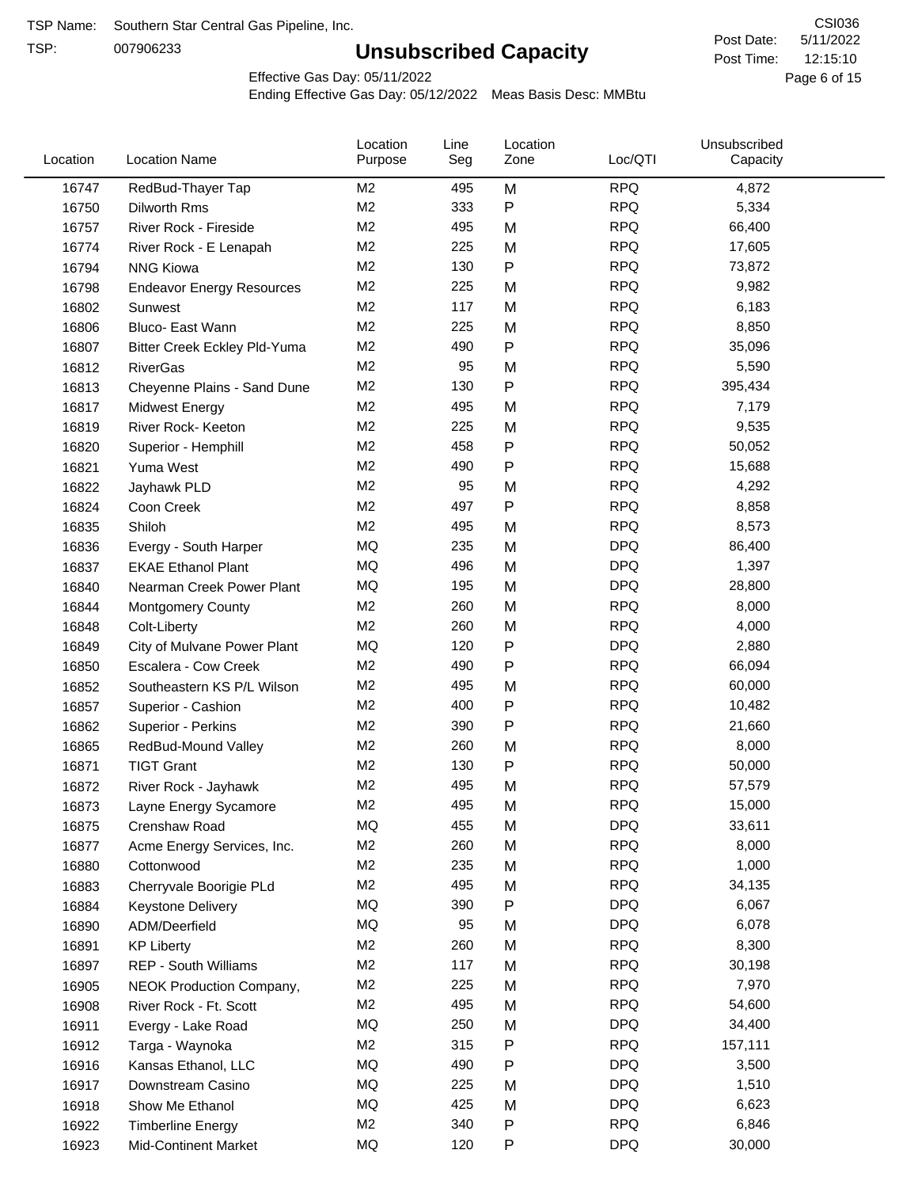TSP Name: Southern Star Central Gas Pipeline, Inc.

TSP: 007906233

# Unsubscribed Capacity

CSI036

Post Date: 5/11/2022

Post Time: 12:15:10

Effective Gas Day: 05/11/2022

Ending Effective Gas Day: 05/12/2022 Meas Basis Desc: MMBtu

| Location | Location Name | Location Purpose | Line Seg | Location Zone | Loc/QTI | Unsubscribed Capacity |
|---|---|---|---|---|---|---|
| 16747 | RedBud-Thayer Tap | M2 | 495 | M | RPQ | 4,872 |
| 16750 | Dilworth Rms | M2 | 333 | P | RPQ | 5,334 |
| 16757 | River Rock - Fireside | M2 | 495 | M | RPQ | 66,400 |
| 16774 | River Rock - E Lenapah | M2 | 225 | M | RPQ | 17,605 |
| 16794 | NNG Kiowa | M2 | 130 | P | RPQ | 73,872 |
| 16798 | Endeavor Energy Resources | M2 | 225 | M | RPQ | 9,982 |
| 16802 | Sunwest | M2 | 117 | M | RPQ | 6,183 |
| 16806 | Bluco- East Wann | M2 | 225 | M | RPQ | 8,850 |
| 16807 | Bitter Creek Eckley Pld-Yuma | M2 | 490 | P | RPQ | 35,096 |
| 16812 | RiverGas | M2 | 95 | M | RPQ | 5,590 |
| 16813 | Cheyenne Plains - Sand Dune | M2 | 130 | P | RPQ | 395,434 |
| 16817 | Midwest Energy | M2 | 495 | M | RPQ | 7,179 |
| 16819 | River Rock- Keeton | M2 | 225 | M | RPQ | 9,535 |
| 16820 | Superior - Hemphill | M2 | 458 | P | RPQ | 50,052 |
| 16821 | Yuma West | M2 | 490 | P | RPQ | 15,688 |
| 16822 | Jayhawk PLD | M2 | 95 | M | RPQ | 4,292 |
| 16824 | Coon Creek | M2 | 497 | P | RPQ | 8,858 |
| 16835 | Shiloh | M2 | 495 | M | RPQ | 8,573 |
| 16836 | Evergy - South Harper | MQ | 235 | M | DPQ | 86,400 |
| 16837 | EKAE Ethanol Plant | MQ | 496 | M | DPQ | 1,397 |
| 16840 | Nearman Creek Power Plant | MQ | 195 | M | DPQ | 28,800 |
| 16844 | Montgomery County | M2 | 260 | M | RPQ | 8,000 |
| 16848 | Colt-Liberty | M2 | 260 | M | RPQ | 4,000 |
| 16849 | City of Mulvane Power Plant | MQ | 120 | P | DPQ | 2,880 |
| 16850 | Escalera - Cow Creek | M2 | 490 | P | RPQ | 66,094 |
| 16852 | Southeastern KS P/L Wilson | M2 | 495 | M | RPQ | 60,000 |
| 16857 | Superior - Cashion | M2 | 400 | P | RPQ | 10,482 |
| 16862 | Superior - Perkins | M2 | 390 | P | RPQ | 21,660 |
| 16865 | RedBud-Mound Valley | M2 | 260 | M | RPQ | 8,000 |
| 16871 | TIGT Grant | M2 | 130 | P | RPQ | 50,000 |
| 16872 | River Rock - Jayhawk | M2 | 495 | M | RPQ | 57,579 |
| 16873 | Layne Energy Sycamore | M2 | 495 | M | RPQ | 15,000 |
| 16875 | Crenshaw Road | MQ | 455 | M | DPQ | 33,611 |
| 16877 | Acme Energy Services, Inc. | M2 | 260 | M | RPQ | 8,000 |
| 16880 | Cottonwood | M2 | 235 | M | RPQ | 1,000 |
| 16883 | Cherryvale Boorigie PLd | M2 | 495 | M | RPQ | 34,135 |
| 16884 | Keystone Delivery | MQ | 390 | P | DPQ | 6,067 |
| 16890 | ADM/Deerfield | MQ | 95 | M | DPQ | 6,078 |
| 16891 | KP Liberty | M2 | 260 | M | RPQ | 8,300 |
| 16897 | REP - South Williams | M2 | 117 | M | RPQ | 30,198 |
| 16905 | NEOK Production Company, | M2 | 225 | M | RPQ | 7,970 |
| 16908 | River Rock - Ft. Scott | M2 | 495 | M | RPQ | 54,600 |
| 16911 | Evergy - Lake Road | MQ | 250 | M | DPQ | 34,400 |
| 16912 | Targa - Waynoka | M2 | 315 | P | RPQ | 157,111 |
| 16916 | Kansas Ethanol, LLC | MQ | 490 | P | DPQ | 3,500 |
| 16917 | Downstream Casino | MQ | 225 | M | DPQ | 1,510 |
| 16918 | Show Me Ethanol | MQ | 425 | M | DPQ | 6,623 |
| 16922 | Timberline Energy | M2 | 340 | P | RPQ | 6,846 |
| 16923 | Mid-Continent Market | MQ | 120 | P | DPQ | 30,000 |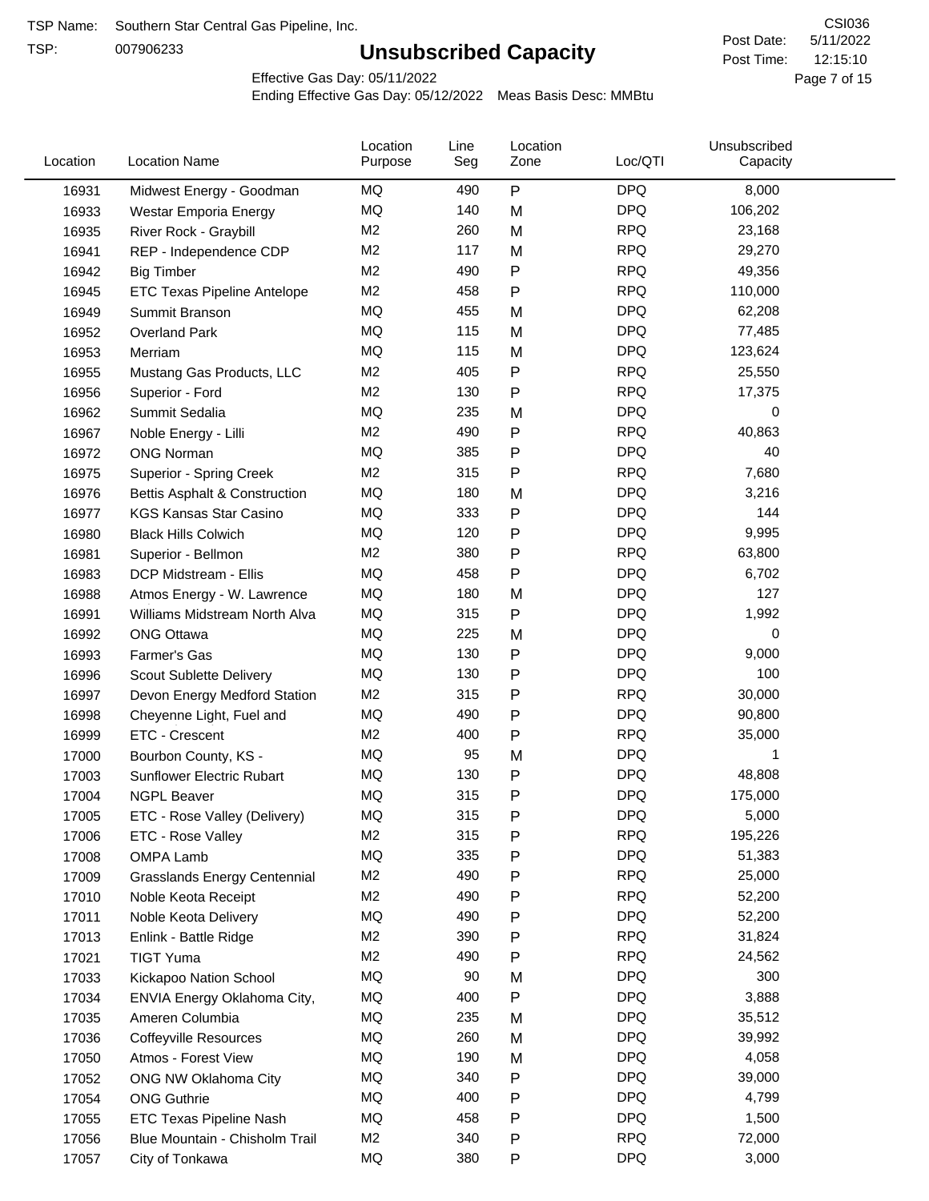TSP Name: Southern Star Central Gas Pipeline, Inc.

TSP: 007906233

# Unsubscribed Capacity

CSI036

Post Date: 5/11/2022

Post Time: 12:15:10

Effective Gas Day: 05/11/2022

Ending Effective Gas Day: 05/12/2022 Meas Basis Desc: MMBtu

| Location | Location Name | Location Purpose | Line Seg | Location Zone | Loc/QTI | Unsubscribed Capacity |
|---|---|---|---|---|---|---|
| 16931 | Midwest Energy - Goodman | MQ | 490 | P | DPQ | 8,000 |
| 16933 | Westar Emporia Energy | MQ | 140 | M | DPQ | 106,202 |
| 16935 | River Rock - Graybill | M2 | 260 | M | RPQ | 23,168 |
| 16941 | REP - Independence CDP | M2 | 117 | M | RPQ | 29,270 |
| 16942 | Big Timber | M2 | 490 | P | RPQ | 49,356 |
| 16945 | ETC Texas Pipeline Antelope | M2 | 458 | P | RPQ | 110,000 |
| 16949 | Summit Branson | MQ | 455 | M | DPQ | 62,208 |
| 16952 | Overland Park | MQ | 115 | M | DPQ | 77,485 |
| 16953 | Merriam | MQ | 115 | M | DPQ | 123,624 |
| 16955 | Mustang Gas Products, LLC | M2 | 405 | P | RPQ | 25,550 |
| 16956 | Superior - Ford | M2 | 130 | P | RPQ | 17,375 |
| 16962 | Summit Sedalia | MQ | 235 | M | DPQ | 0 |
| 16967 | Noble Energy - Lilli | M2 | 490 | P | RPQ | 40,863 |
| 16972 | ONG Norman | MQ | 385 | P | DPQ | 40 |
| 16975 | Superior - Spring Creek | M2 | 315 | P | RPQ | 7,680 |
| 16976 | Bettis Asphalt & Construction | MQ | 180 | M | DPQ | 3,216 |
| 16977 | KGS Kansas Star Casino | MQ | 333 | P | DPQ | 144 |
| 16980 | Black Hills Colwich | MQ | 120 | P | DPQ | 9,995 |
| 16981 | Superior - Bellmon | M2 | 380 | P | RPQ | 63,800 |
| 16983 | DCP Midstream - Ellis | MQ | 458 | P | DPQ | 6,702 |
| 16988 | Atmos Energy - W. Lawrence | MQ | 180 | M | DPQ | 127 |
| 16991 | Williams Midstream North Alva | MQ | 315 | P | DPQ | 1,992 |
| 16992 | ONG Ottawa | MQ | 225 | M | DPQ | 0 |
| 16993 | Farmer's Gas | MQ | 130 | P | DPQ | 9,000 |
| 16996 | Scout Sublette Delivery | MQ | 130 | P | DPQ | 100 |
| 16997 | Devon Energy Medford Station | M2 | 315 | P | RPQ | 30,000 |
| 16998 | Cheyenne Light, Fuel and | MQ | 490 | P | DPQ | 90,800 |
| 16999 | ETC - Crescent | M2 | 400 | P | RPQ | 35,000 |
| 17000 | Bourbon County, KS - | MQ | 95 | M | DPQ | 1 |
| 17003 | Sunflower Electric Rubart | MQ | 130 | P | DPQ | 48,808 |
| 17004 | NGPL Beaver | MQ | 315 | P | DPQ | 175,000 |
| 17005 | ETC - Rose Valley (Delivery) | MQ | 315 | P | DPQ | 5,000 |
| 17006 | ETC - Rose Valley | M2 | 315 | P | RPQ | 195,226 |
| 17008 | OMPA Lamb | MQ | 335 | P | DPQ | 51,383 |
| 17009 | Grasslands Energy Centennial | M2 | 490 | P | RPQ | 25,000 |
| 17010 | Noble Keota Receipt | M2 | 490 | P | RPQ | 52,200 |
| 17011 | Noble Keota Delivery | MQ | 490 | P | DPQ | 52,200 |
| 17013 | Enlink - Battle Ridge | M2 | 390 | P | RPQ | 31,824 |
| 17021 | TIGT Yuma | M2 | 490 | P | RPQ | 24,562 |
| 17033 | Kickapoo Nation School | MQ | 90 | M | DPQ | 300 |
| 17034 | ENVIA Energy Oklahoma City, | MQ | 400 | P | DPQ | 3,888 |
| 17035 | Ameren Columbia | MQ | 235 | M | DPQ | 35,512 |
| 17036 | Coffeyville Resources | MQ | 260 | M | DPQ | 39,992 |
| 17050 | Atmos - Forest View | MQ | 190 | M | DPQ | 4,058 |
| 17052 | ONG NW Oklahoma City | MQ | 340 | P | DPQ | 39,000 |
| 17054 | ONG Guthrie | MQ | 400 | P | DPQ | 4,799 |
| 17055 | ETC Texas Pipeline Nash | MQ | 458 | P | DPQ | 1,500 |
| 17056 | Blue Mountain - Chisholm Trail | M2 | 340 | P | RPQ | 72,000 |
| 17057 | City of Tonkawa | MQ | 380 | P | DPQ | 3,000 |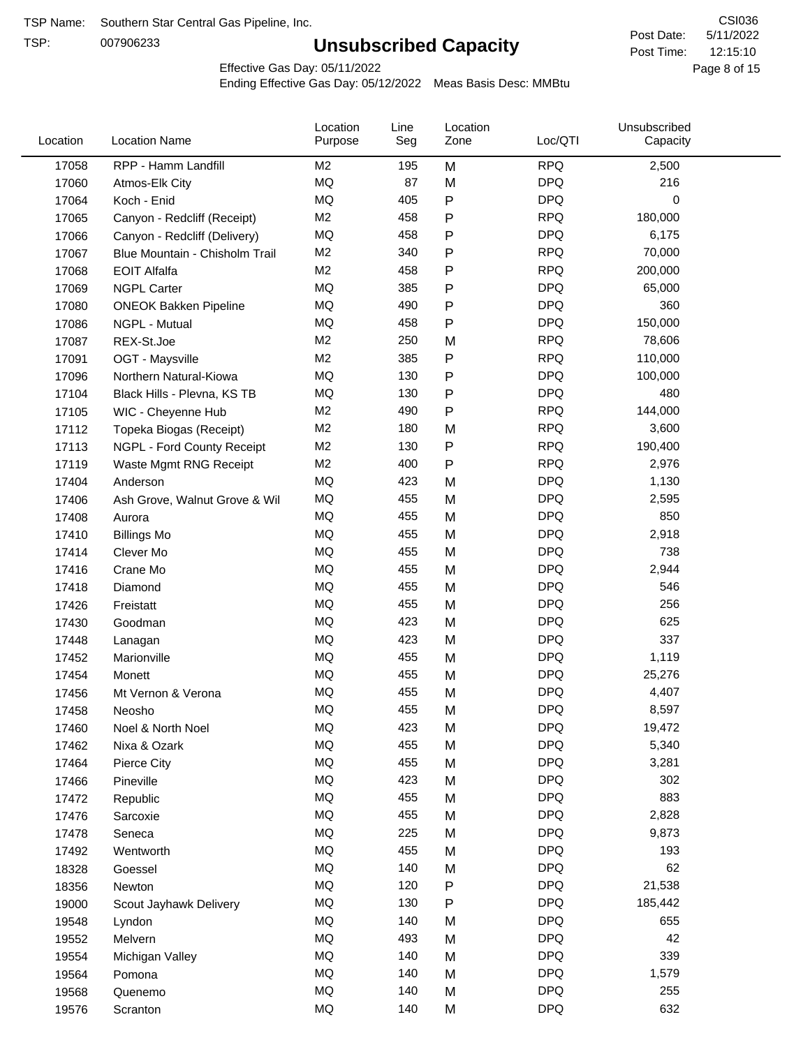TSP Name: Southern Star Central Gas Pipeline, Inc.

TSP: 007906233

# Unsubscribed Capacity

CSI036

Post Date: 5/11/2022

Post Time: 12:15:10

Effective Gas Day: 05/11/2022

Ending Effective Gas Day: 05/12/2022 Meas Basis Desc: MMBtu

| Location | Location Name | Location Purpose | Line Seg | Location Zone | Loc/QTI | Unsubscribed Capacity |
|---|---|---|---|---|---|---|
| 17058 | RPP - Hamm Landfill | M2 | 195 | M | RPQ | 2,500 |
| 17060 | Atmos-Elk City | MQ | 87 | M | DPQ | 216 |
| 17064 | Koch - Enid | MQ | 405 | P | DPQ | 0 |
| 17065 | Canyon - Redcliff (Receipt) | M2 | 458 | P | RPQ | 180,000 |
| 17066 | Canyon - Redcliff (Delivery) | MQ | 458 | P | DPQ | 6,175 |
| 17067 | Blue Mountain - Chisholm Trail | M2 | 340 | P | RPQ | 70,000 |
| 17068 | EOIT Alfalfa | M2 | 458 | P | RPQ | 200,000 |
| 17069 | NGPL Carter | MQ | 385 | P | DPQ | 65,000 |
| 17080 | ONEOK Bakken Pipeline | MQ | 490 | P | DPQ | 360 |
| 17086 | NGPL - Mutual | MQ | 458 | P | DPQ | 150,000 |
| 17087 | REX-St.Joe | M2 | 250 | M | RPQ | 78,606 |
| 17091 | OGT - Maysville | M2 | 385 | P | RPQ | 110,000 |
| 17096 | Northern Natural-Kiowa | MQ | 130 | P | DPQ | 100,000 |
| 17104 | Black Hills - Plevna, KS TB | MQ | 130 | P | DPQ | 480 |
| 17105 | WIC - Cheyenne Hub | M2 | 490 | P | RPQ | 144,000 |
| 17112 | Topeka Biogas (Receipt) | M2 | 180 | M | RPQ | 3,600 |
| 17113 | NGPL - Ford County Receipt | M2 | 130 | P | RPQ | 190,400 |
| 17119 | Waste Mgmt RNG Receipt | M2 | 400 | P | RPQ | 2,976 |
| 17404 | Anderson | MQ | 423 | M | DPQ | 1,130 |
| 17406 | Ash Grove, Walnut Grove & Wil | MQ | 455 | M | DPQ | 2,595 |
| 17408 | Aurora | MQ | 455 | M | DPQ | 850 |
| 17410 | Billings Mo | MQ | 455 | M | DPQ | 2,918 |
| 17414 | Clever Mo | MQ | 455 | M | DPQ | 738 |
| 17416 | Crane Mo | MQ | 455 | M | DPQ | 2,944 |
| 17418 | Diamond | MQ | 455 | M | DPQ | 546 |
| 17426 | Freistatt | MQ | 455 | M | DPQ | 256 |
| 17430 | Goodman | MQ | 423 | M | DPQ | 625 |
| 17448 | Lanagan | MQ | 423 | M | DPQ | 337 |
| 17452 | Marionville | MQ | 455 | M | DPQ | 1,119 |
| 17454 | Monett | MQ | 455 | M | DPQ | 25,276 |
| 17456 | Mt Vernon & Verona | MQ | 455 | M | DPQ | 4,407 |
| 17458 | Neosho | MQ | 455 | M | DPQ | 8,597 |
| 17460 | Noel & North Noel | MQ | 423 | M | DPQ | 19,472 |
| 17462 | Nixa & Ozark | MQ | 455 | M | DPQ | 5,340 |
| 17464 | Pierce City | MQ | 455 | M | DPQ | 3,281 |
| 17466 | Pineville | MQ | 423 | M | DPQ | 302 |
| 17472 | Republic | MQ | 455 | M | DPQ | 883 |
| 17476 | Sarcoxie | MQ | 455 | M | DPQ | 2,828 |
| 17478 | Seneca | MQ | 225 | M | DPQ | 9,873 |
| 17492 | Wentworth | MQ | 455 | M | DPQ | 193 |
| 18328 | Goessel | MQ | 140 | M | DPQ | 62 |
| 18356 | Newton | MQ | 120 | P | DPQ | 21,538 |
| 19000 | Scout Jayhawk Delivery | MQ | 130 | P | DPQ | 185,442 |
| 19548 | Lyndon | MQ | 140 | M | DPQ | 655 |
| 19552 | Melvern | MQ | 493 | M | DPQ | 42 |
| 19554 | Michigan Valley | MQ | 140 | M | DPQ | 339 |
| 19564 | Pomona | MQ | 140 | M | DPQ | 1,579 |
| 19568 | Quenemo | MQ | 140 | M | DPQ | 255 |
| 19576 | Scranton | MQ | 140 | M | DPQ | 632 |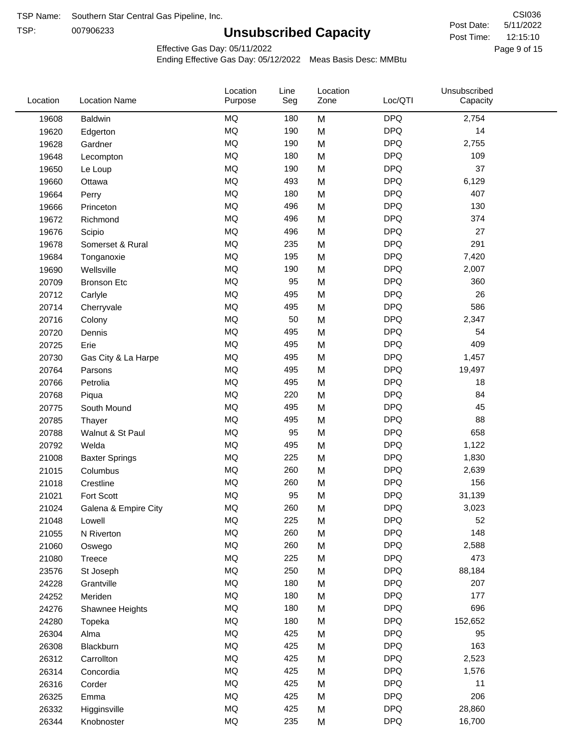TSP Name: Southern Star Central Gas Pipeline, Inc.

TSP: 007906233

# Unsubscribed Capacity

CSI036

Post Date: 5/11/2022

Post Time: 12:15:10

Effective Gas Day: 05/11/2022

Ending Effective Gas Day: 05/12/2022 Meas Basis Desc: MMBtu

| Location | Location Name | Location Purpose | Line Seg | Location Zone | Loc/QTI | Unsubscribed Capacity |
|---|---|---|---|---|---|---|
| 19608 | Baldwin | MQ | 180 | M | DPQ | 2,754 |
| 19620 | Edgerton | MQ | 190 | M | DPQ | 14 |
| 19628 | Gardner | MQ | 190 | M | DPQ | 2,755 |
| 19648 | Lecompton | MQ | 180 | M | DPQ | 109 |
| 19650 | Le Loup | MQ | 190 | M | DPQ | 37 |
| 19660 | Ottawa | MQ | 493 | M | DPQ | 6,129 |
| 19664 | Perry | MQ | 180 | M | DPQ | 407 |
| 19666 | Princeton | MQ | 496 | M | DPQ | 130 |
| 19672 | Richmond | MQ | 496 | M | DPQ | 374 |
| 19676 | Scipio | MQ | 496 | M | DPQ | 27 |
| 19678 | Somerset & Rural | MQ | 235 | M | DPQ | 291 |
| 19684 | Tonganoxie | MQ | 195 | M | DPQ | 7,420 |
| 19690 | Wellsville | MQ | 190 | M | DPQ | 2,007 |
| 20709 | Bronson Etc | MQ | 95 | M | DPQ | 360 |
| 20712 | Carlyle | MQ | 495 | M | DPQ | 26 |
| 20714 | Cherryvale | MQ | 495 | M | DPQ | 586 |
| 20716 | Colony | MQ | 50 | M | DPQ | 2,347 |
| 20720 | Dennis | MQ | 495 | M | DPQ | 54 |
| 20725 | Erie | MQ | 495 | M | DPQ | 409 |
| 20730 | Gas City & La Harpe | MQ | 495 | M | DPQ | 1,457 |
| 20764 | Parsons | MQ | 495 | M | DPQ | 19,497 |
| 20766 | Petrolia | MQ | 495 | M | DPQ | 18 |
| 20768 | Piqua | MQ | 220 | M | DPQ | 84 |
| 20775 | South Mound | MQ | 495 | M | DPQ | 45 |
| 20785 | Thayer | MQ | 495 | M | DPQ | 88 |
| 20788 | Walnut & St Paul | MQ | 95 | M | DPQ | 658 |
| 20792 | Welda | MQ | 495 | M | DPQ | 1,122 |
| 21008 | Baxter Springs | MQ | 225 | M | DPQ | 1,830 |
| 21015 | Columbus | MQ | 260 | M | DPQ | 2,639 |
| 21018 | Crestline | MQ | 260 | M | DPQ | 156 |
| 21021 | Fort Scott | MQ | 95 | M | DPQ | 31,139 |
| 21024 | Galena & Empire City | MQ | 260 | M | DPQ | 3,023 |
| 21048 | Lowell | MQ | 225 | M | DPQ | 52 |
| 21055 | N Riverton | MQ | 260 | M | DPQ | 148 |
| 21060 | Oswego | MQ | 260 | M | DPQ | 2,588 |
| 21080 | Treece | MQ | 225 | M | DPQ | 473 |
| 23576 | St Joseph | MQ | 250 | M | DPQ | 88,184 |
| 24228 | Grantville | MQ | 180 | M | DPQ | 207 |
| 24252 | Meriden | MQ | 180 | M | DPQ | 177 |
| 24276 | Shawnee Heights | MQ | 180 | M | DPQ | 696 |
| 24280 | Topeka | MQ | 180 | M | DPQ | 152,652 |
| 26304 | Alma | MQ | 425 | M | DPQ | 95 |
| 26308 | Blackburn | MQ | 425 | M | DPQ | 163 |
| 26312 | Carrollton | MQ | 425 | M | DPQ | 2,523 |
| 26314 | Concordia | MQ | 425 | M | DPQ | 1,576 |
| 26316 | Corder | MQ | 425 | M | DPQ | 11 |
| 26325 | Emma | MQ | 425 | M | DPQ | 206 |
| 26332 | Higginsville | MQ | 425 | M | DPQ | 28,860 |
| 26344 | Knobnoster | MQ | 235 | M | DPQ | 16,700 |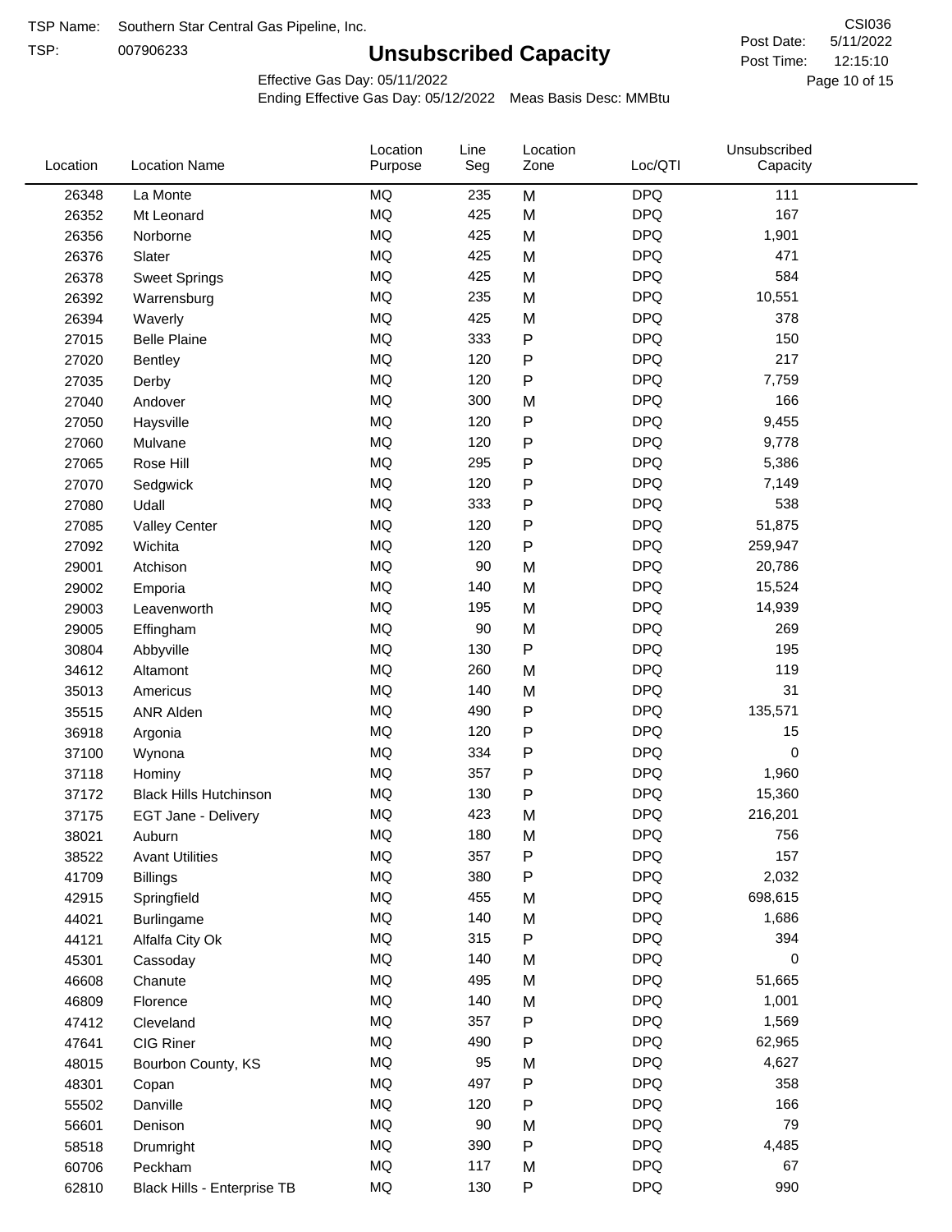TSP Name: Southern Star Central Gas Pipeline, Inc.

TSP: 007906233

# Unsubscribed Capacity

CSI036

Post Date: 5/11/2022

Post Time: 12:15:10

Effective Gas Day: 05/11/2022

Ending Effective Gas Day: 05/12/2022 Meas Basis Desc: MMBtu

| Location | Location Name | Location Purpose | Line Seg | Location Zone | Loc/QTI | Unsubscribed Capacity |
|---|---|---|---|---|---|---|
| 26348 | La Monte | MQ | 235 | M | DPQ | 111 |
| 26352 | Mt Leonard | MQ | 425 | M | DPQ | 167 |
| 26356 | Norborne | MQ | 425 | M | DPQ | 1,901 |
| 26376 | Slater | MQ | 425 | M | DPQ | 471 |
| 26378 | Sweet Springs | MQ | 425 | M | DPQ | 584 |
| 26392 | Warrensburg | MQ | 235 | M | DPQ | 10,551 |
| 26394 | Waverly | MQ | 425 | M | DPQ | 378 |
| 27015 | Belle Plaine | MQ | 333 | P | DPQ | 150 |
| 27020 | Bentley | MQ | 120 | P | DPQ | 217 |
| 27035 | Derby | MQ | 120 | P | DPQ | 7,759 |
| 27040 | Andover | MQ | 300 | M | DPQ | 166 |
| 27050 | Haysville | MQ | 120 | P | DPQ | 9,455 |
| 27060 | Mulvane | MQ | 120 | P | DPQ | 9,778 |
| 27065 | Rose Hill | MQ | 295 | P | DPQ | 5,386 |
| 27070 | Sedgwick | MQ | 120 | P | DPQ | 7,149 |
| 27080 | Udall | MQ | 333 | P | DPQ | 538 |
| 27085 | Valley Center | MQ | 120 | P | DPQ | 51,875 |
| 27092 | Wichita | MQ | 120 | P | DPQ | 259,947 |
| 29001 | Atchison | MQ | 90 | M | DPQ | 20,786 |
| 29002 | Emporia | MQ | 140 | M | DPQ | 15,524 |
| 29003 | Leavenworth | MQ | 195 | M | DPQ | 14,939 |
| 29005 | Effingham | MQ | 90 | M | DPQ | 269 |
| 30804 | Abbyville | MQ | 130 | P | DPQ | 195 |
| 34612 | Altamont | MQ | 260 | M | DPQ | 119 |
| 35013 | Americus | MQ | 140 | M | DPQ | 31 |
| 35515 | ANR Alden | MQ | 490 | P | DPQ | 135,571 |
| 36918 | Argonia | MQ | 120 | P | DPQ | 15 |
| 37100 | Wynona | MQ | 334 | P | DPQ | 0 |
| 37118 | Hominy | MQ | 357 | P | DPQ | 1,960 |
| 37172 | Black Hills Hutchinson | MQ | 130 | P | DPQ | 15,360 |
| 37175 | EGT Jane - Delivery | MQ | 423 | M | DPQ | 216,201 |
| 38021 | Auburn | MQ | 180 | M | DPQ | 756 |
| 38522 | Avant Utilities | MQ | 357 | P | DPQ | 157 |
| 41709 | Billings | MQ | 380 | P | DPQ | 2,032 |
| 42915 | Springfield | MQ | 455 | M | DPQ | 698,615 |
| 44021 | Burlingame | MQ | 140 | M | DPQ | 1,686 |
| 44121 | Alfalfa City Ok | MQ | 315 | P | DPQ | 394 |
| 45301 | Cassoday | MQ | 140 | M | DPQ | 0 |
| 46608 | Chanute | MQ | 495 | M | DPQ | 51,665 |
| 46809 | Florence | MQ | 140 | M | DPQ | 1,001 |
| 47412 | Cleveland | MQ | 357 | P | DPQ | 1,569 |
| 47641 | CIG Riner | MQ | 490 | P | DPQ | 62,965 |
| 48015 | Bourbon County, KS | MQ | 95 | M | DPQ | 4,627 |
| 48301 | Copan | MQ | 497 | P | DPQ | 358 |
| 55502 | Danville | MQ | 120 | P | DPQ | 166 |
| 56601 | Denison | MQ | 90 | M | DPQ | 79 |
| 58518 | Drumright | MQ | 390 | P | DPQ | 4,485 |
| 60706 | Peckham | MQ | 117 | M | DPQ | 67 |
| 62810 | Black Hills - Enterprise TB | MQ | 130 | P | DPQ | 990 |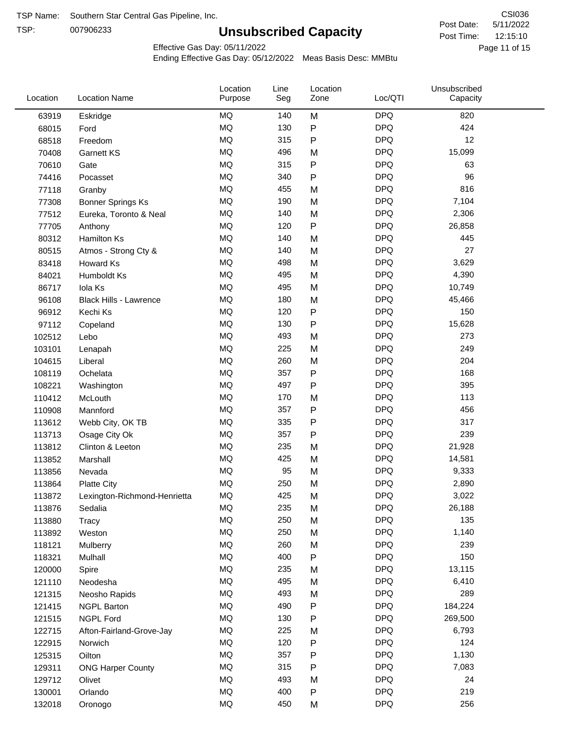TSP Name: Southern Star Central Gas Pipeline, Inc.

TSP: 007906233

# Unsubscribed Capacity

CSI036

Post Date: 5/11/2022

Post Time: 12:15:10

Effective Gas Day: 05/11/2022

Ending Effective Gas Day: 05/12/2022 Meas Basis Desc: MMBtu

| Location | Location Name | Location Purpose | Line Seg | Location Zone | Loc/QTI | Unsubscribed Capacity |
|---|---|---|---|---|---|---|
| 63919 | Eskridge | MQ | 140 | M | DPQ | 820 |
| 68015 | Ford | MQ | 130 | P | DPQ | 424 |
| 68518 | Freedom | MQ | 315 | P | DPQ | 12 |
| 70408 | Garnett KS | MQ | 496 | M | DPQ | 15,099 |
| 70610 | Gate | MQ | 315 | P | DPQ | 63 |
| 74416 | Pocasset | MQ | 340 | P | DPQ | 96 |
| 77118 | Granby | MQ | 455 | M | DPQ | 816 |
| 77308 | Bonner Springs Ks | MQ | 190 | M | DPQ | 7,104 |
| 77512 | Eureka, Toronto & Neal | MQ | 140 | M | DPQ | 2,306 |
| 77705 | Anthony | MQ | 120 | P | DPQ | 26,858 |
| 80312 | Hamilton Ks | MQ | 140 | M | DPQ | 445 |
| 80515 | Atmos - Strong Cty & | MQ | 140 | M | DPQ | 27 |
| 83418 | Howard Ks | MQ | 498 | M | DPQ | 3,629 |
| 84021 | Humboldt Ks | MQ | 495 | M | DPQ | 4,390 |
| 86717 | Iola Ks | MQ | 495 | M | DPQ | 10,749 |
| 96108 | Black Hills - Lawrence | MQ | 180 | M | DPQ | 45,466 |
| 96912 | Kechi Ks | MQ | 120 | P | DPQ | 150 |
| 97112 | Copeland | MQ | 130 | P | DPQ | 15,628 |
| 102512 | Lebo | MQ | 493 | M | DPQ | 273 |
| 103101 | Lenapah | MQ | 225 | M | DPQ | 249 |
| 104615 | Liberal | MQ | 260 | M | DPQ | 204 |
| 108119 | Ochelata | MQ | 357 | P | DPQ | 168 |
| 108221 | Washington | MQ | 497 | P | DPQ | 395 |
| 110412 | McLouth | MQ | 170 | M | DPQ | 113 |
| 110908 | Mannford | MQ | 357 | P | DPQ | 456 |
| 113612 | Webb City, OK TB | MQ | 335 | P | DPQ | 317 |
| 113713 | Osage City Ok | MQ | 357 | P | DPQ | 239 |
| 113812 | Clinton & Leeton | MQ | 235 | M | DPQ | 21,928 |
| 113852 | Marshall | MQ | 425 | M | DPQ | 14,581 |
| 113856 | Nevada | MQ | 95 | M | DPQ | 9,333 |
| 113864 | Platte City | MQ | 250 | M | DPQ | 2,890 |
| 113872 | Lexington-Richmond-Henrietta | MQ | 425 | M | DPQ | 3,022 |
| 113876 | Sedalia | MQ | 235 | M | DPQ | 26,188 |
| 113880 | Tracy | MQ | 250 | M | DPQ | 135 |
| 113892 | Weston | MQ | 250 | M | DPQ | 1,140 |
| 118121 | Mulberry | MQ | 260 | M | DPQ | 239 |
| 118321 | Mulhall | MQ | 400 | P | DPQ | 150 |
| 120000 | Spire | MQ | 235 | M | DPQ | 13,115 |
| 121110 | Neodesha | MQ | 495 | M | DPQ | 6,410 |
| 121315 | Neosho Rapids | MQ | 493 | M | DPQ | 289 |
| 121415 | NGPL Barton | MQ | 490 | P | DPQ | 184,224 |
| 121515 | NGPL Ford | MQ | 130 | P | DPQ | 269,500 |
| 122715 | Afton-Fairland-Grove-Jay | MQ | 225 | M | DPQ | 6,793 |
| 122915 | Norwich | MQ | 120 | P | DPQ | 124 |
| 125315 | Oilton | MQ | 357 | P | DPQ | 1,130 |
| 129311 | ONG Harper County | MQ | 315 | P | DPQ | 7,083 |
| 129712 | Olivet | MQ | 493 | M | DPQ | 24 |
| 130001 | Orlando | MQ | 400 | P | DPQ | 219 |
| 132018 | Oronogo | MQ | 450 | M | DPQ | 256 |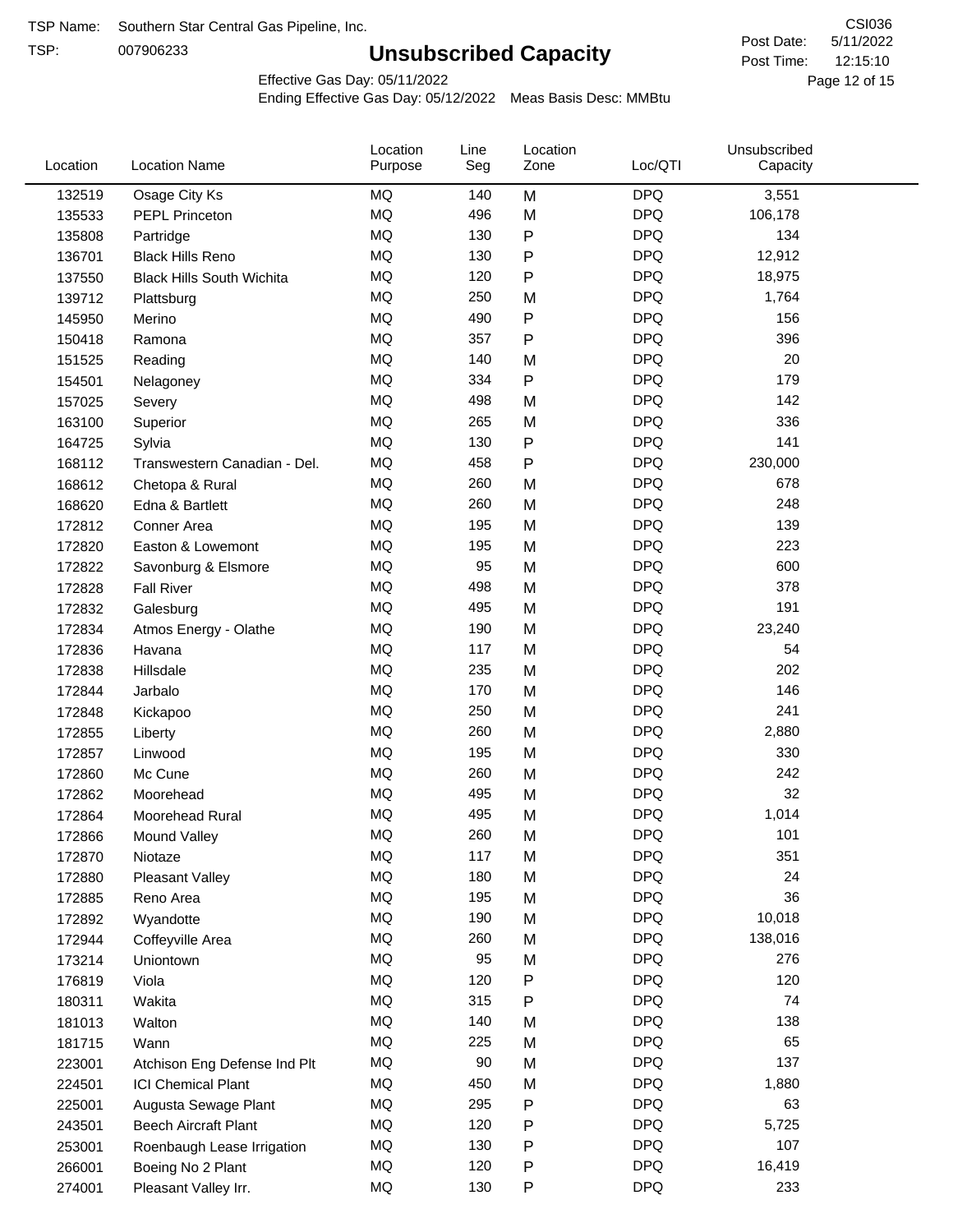TSP Name: Southern Star Central Gas Pipeline, Inc.

TSP: 007906233

# Unsubscribed Capacity

CSI036

Post Date: 5/11/2022

Post Time: 12:15:10

Effective Gas Day: 05/11/2022

Ending Effective Gas Day: 05/12/2022 Meas Basis Desc: MMBtu

| Location | Location Name | Location Purpose | Line Seg | Location Zone | Loc/QTI | Unsubscribed Capacity |
|---|---|---|---|---|---|---|
| 132519 | Osage City Ks | MQ | 140 | M | DPQ | 3,551 |
| 135533 | PEPL Princeton | MQ | 496 | M | DPQ | 106,178 |
| 135808 | Partridge | MQ | 130 | P | DPQ | 134 |
| 136701 | Black Hills Reno | MQ | 130 | P | DPQ | 12,912 |
| 137550 | Black Hills South Wichita | MQ | 120 | P | DPQ | 18,975 |
| 139712 | Plattsburg | MQ | 250 | M | DPQ | 1,764 |
| 145950 | Merino | MQ | 490 | P | DPQ | 156 |
| 150418 | Ramona | MQ | 357 | P | DPQ | 396 |
| 151525 | Reading | MQ | 140 | M | DPQ | 20 |
| 154501 | Nelagoney | MQ | 334 | P | DPQ | 179 |
| 157025 | Severy | MQ | 498 | M | DPQ | 142 |
| 163100 | Superior | MQ | 265 | M | DPQ | 336 |
| 164725 | Sylvia | MQ | 130 | P | DPQ | 141 |
| 168112 | Transwestern Canadian - Del. | MQ | 458 | P | DPQ | 230,000 |
| 168612 | Chetopa & Rural | MQ | 260 | M | DPQ | 678 |
| 168620 | Edna & Bartlett | MQ | 260 | M | DPQ | 248 |
| 172812 | Conner Area | MQ | 195 | M | DPQ | 139 |
| 172820 | Easton & Lowemont | MQ | 195 | M | DPQ | 223 |
| 172822 | Savonburg & Elsmore | MQ | 95 | M | DPQ | 600 |
| 172828 | Fall River | MQ | 498 | M | DPQ | 378 |
| 172832 | Galesburg | MQ | 495 | M | DPQ | 191 |
| 172834 | Atmos Energy - Olathe | MQ | 190 | M | DPQ | 23,240 |
| 172836 | Havana | MQ | 117 | M | DPQ | 54 |
| 172838 | Hillsdale | MQ | 235 | M | DPQ | 202 |
| 172844 | Jarbalo | MQ | 170 | M | DPQ | 146 |
| 172848 | Kickapoo | MQ | 250 | M | DPQ | 241 |
| 172855 | Liberty | MQ | 260 | M | DPQ | 2,880 |
| 172857 | Linwood | MQ | 195 | M | DPQ | 330 |
| 172860 | Mc Cune | MQ | 260 | M | DPQ | 242 |
| 172862 | Moorehead | MQ | 495 | M | DPQ | 32 |
| 172864 | Moorehead Rural | MQ | 495 | M | DPQ | 1,014 |
| 172866 | Mound Valley | MQ | 260 | M | DPQ | 101 |
| 172870 | Niotaze | MQ | 117 | M | DPQ | 351 |
| 172880 | Pleasant Valley | MQ | 180 | M | DPQ | 24 |
| 172885 | Reno Area | MQ | 195 | M | DPQ | 36 |
| 172892 | Wyandotte | MQ | 190 | M | DPQ | 10,018 |
| 172944 | Coffeyville Area | MQ | 260 | M | DPQ | 138,016 |
| 173214 | Uniontown | MQ | 95 | M | DPQ | 276 |
| 176819 | Viola | MQ | 120 | P | DPQ | 120 |
| 180311 | Wakita | MQ | 315 | P | DPQ | 74 |
| 181013 | Walton | MQ | 140 | M | DPQ | 138 |
| 181715 | Wann | MQ | 225 | M | DPQ | 65 |
| 223001 | Atchison Eng Defense Ind Plt | MQ | 90 | M | DPQ | 137 |
| 224501 | ICI Chemical Plant | MQ | 450 | M | DPQ | 1,880 |
| 225001 | Augusta Sewage Plant | MQ | 295 | P | DPQ | 63 |
| 243501 | Beech Aircraft Plant | MQ | 120 | P | DPQ | 5,725 |
| 253001 | Roenbaugh Lease Irrigation | MQ | 130 | P | DPQ | 107 |
| 266001 | Boeing No 2 Plant | MQ | 120 | P | DPQ | 16,419 |
| 274001 | Pleasant Valley Irr. | MQ | 130 | P | DPQ | 233 |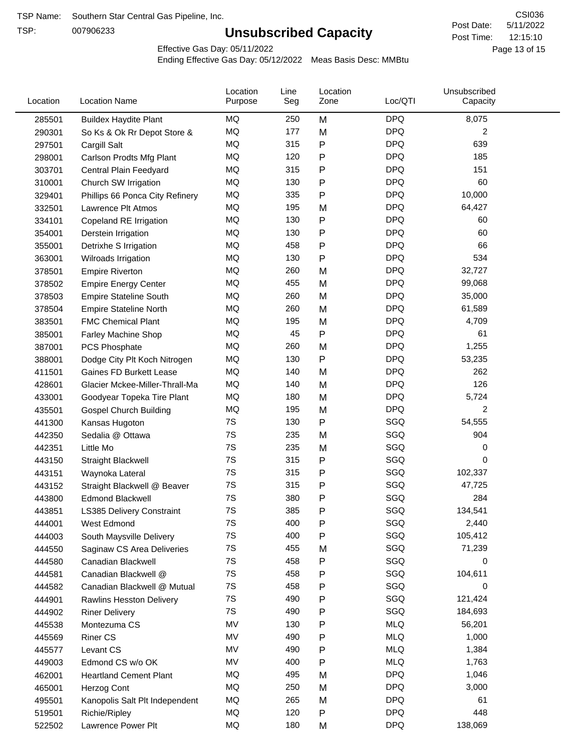TSP Name: Southern Star Central Gas Pipeline, Inc.

TSP: 007906233

# Unsubscribed Capacity

CSI036

Post Date: 5/11/2022

Post Time: 12:15:10

Effective Gas Day: 05/11/2022

Ending Effective Gas Day: 05/12/2022 Meas Basis Desc: MMBtu

| Location | Location Name | Location Purpose | Line Seg | Location Zone | Loc/QTI | Unsubscribed Capacity |
|---|---|---|---|---|---|---|
| 285501 | Buildex Haydite Plant | MQ | 250 | M | DPQ | 8,075 |
| 290301 | So Ks & Ok Rr Depot Store & | MQ | 177 | M | DPQ | 2 |
| 297501 | Cargill Salt | MQ | 315 | P | DPQ | 639 |
| 298001 | Carlson Prodts Mfg Plant | MQ | 120 | P | DPQ | 185 |
| 303701 | Central Plain Feedyard | MQ | 315 | P | DPQ | 151 |
| 310001 | Church SW Irrigation | MQ | 130 | P | DPQ | 60 |
| 329401 | Phillips 66 Ponca City Refinery | MQ | 335 | P | DPQ | 10,000 |
| 332501 | Lawrence Plt Atmos | MQ | 195 | M | DPQ | 64,427 |
| 334101 | Copeland RE Irrigation | MQ | 130 | P | DPQ | 60 |
| 354001 | Derstein Irrigation | MQ | 130 | P | DPQ | 60 |
| 355001 | Detrixhe S Irrigation | MQ | 458 | P | DPQ | 66 |
| 363001 | Wilroads Irrigation | MQ | 130 | P | DPQ | 534 |
| 378501 | Empire Riverton | MQ | 260 | M | DPQ | 32,727 |
| 378502 | Empire Energy Center | MQ | 455 | M | DPQ | 99,068 |
| 378503 | Empire Stateline South | MQ | 260 | M | DPQ | 35,000 |
| 378504 | Empire Stateline North | MQ | 260 | M | DPQ | 61,589 |
| 383501 | FMC Chemical Plant | MQ | 195 | M | DPQ | 4,709 |
| 385001 | Farley Machine Shop | MQ | 45 | P | DPQ | 61 |
| 387001 | PCS Phosphate | MQ | 260 | M | DPQ | 1,255 |
| 388001 | Dodge City Plt Koch Nitrogen | MQ | 130 | P | DPQ | 53,235 |
| 411501 | Gaines FD Burkett Lease | MQ | 140 | M | DPQ | 262 |
| 428601 | Glacier Mckee-Miller-Thrall-Ma | MQ | 140 | M | DPQ | 126 |
| 433001 | Goodyear Topeka Tire Plant | MQ | 180 | M | DPQ | 5,724 |
| 435501 | Gospel Church Building | MQ | 195 | M | DPQ | 2 |
| 441300 | Kansas Hugoton | 7S | 130 | P | SGQ | 54,555 |
| 442350 | Sedalia @ Ottawa | 7S | 235 | M | SGQ | 904 |
| 442351 | Little Mo | 7S | 235 | M | SGQ | 0 |
| 443150 | Straight Blackwell | 7S | 315 | P | SGQ | 0 |
| 443151 | Waynoka Lateral | 7S | 315 | P | SGQ | 102,337 |
| 443152 | Straight Blackwell @ Beaver | 7S | 315 | P | SGQ | 47,725 |
| 443800 | Edmond Blackwell | 7S | 380 | P | SGQ | 284 |
| 443851 | LS385 Delivery Constraint | 7S | 385 | P | SGQ | 134,541 |
| 444001 | West Edmond | 7S | 400 | P | SGQ | 2,440 |
| 444003 | South Maysville Delivery | 7S | 400 | P | SGQ | 105,412 |
| 444550 | Saginaw CS Area Deliveries | 7S | 455 | M | SGQ | 71,239 |
| 444580 | Canadian Blackwell | 7S | 458 | P | SGQ | 0 |
| 444581 | Canadian Blackwell @ | 7S | 458 | P | SGQ | 104,611 |
| 444582 | Canadian Blackwell @ Mutual | 7S | 458 | P | SGQ | 0 |
| 444901 | Rawlins Hesston Delivery | 7S | 490 | P | SGQ | 121,424 |
| 444902 | Riner Delivery | 7S | 490 | P | SGQ | 184,693 |
| 445538 | Montezuma CS | MV | 130 | P | MLQ | 56,201 |
| 445569 | Riner CS | MV | 490 | P | MLQ | 1,000 |
| 445577 | Levant CS | MV | 490 | P | MLQ | 1,384 |
| 449003 | Edmond CS w/o OK | MV | 400 | P | MLQ | 1,763 |
| 462001 | Heartland Cement Plant | MQ | 495 | M | DPQ | 1,046 |
| 465001 | Herzog Cont | MQ | 250 | M | DPQ | 3,000 |
| 495501 | Kanopolis Salt Plt Independent | MQ | 265 | M | DPQ | 61 |
| 519501 | Richie/Ripley | MQ | 120 | P | DPQ | 448 |
| 522502 | Lawrence Power Plt | MQ | 180 | M | DPQ | 138,069 |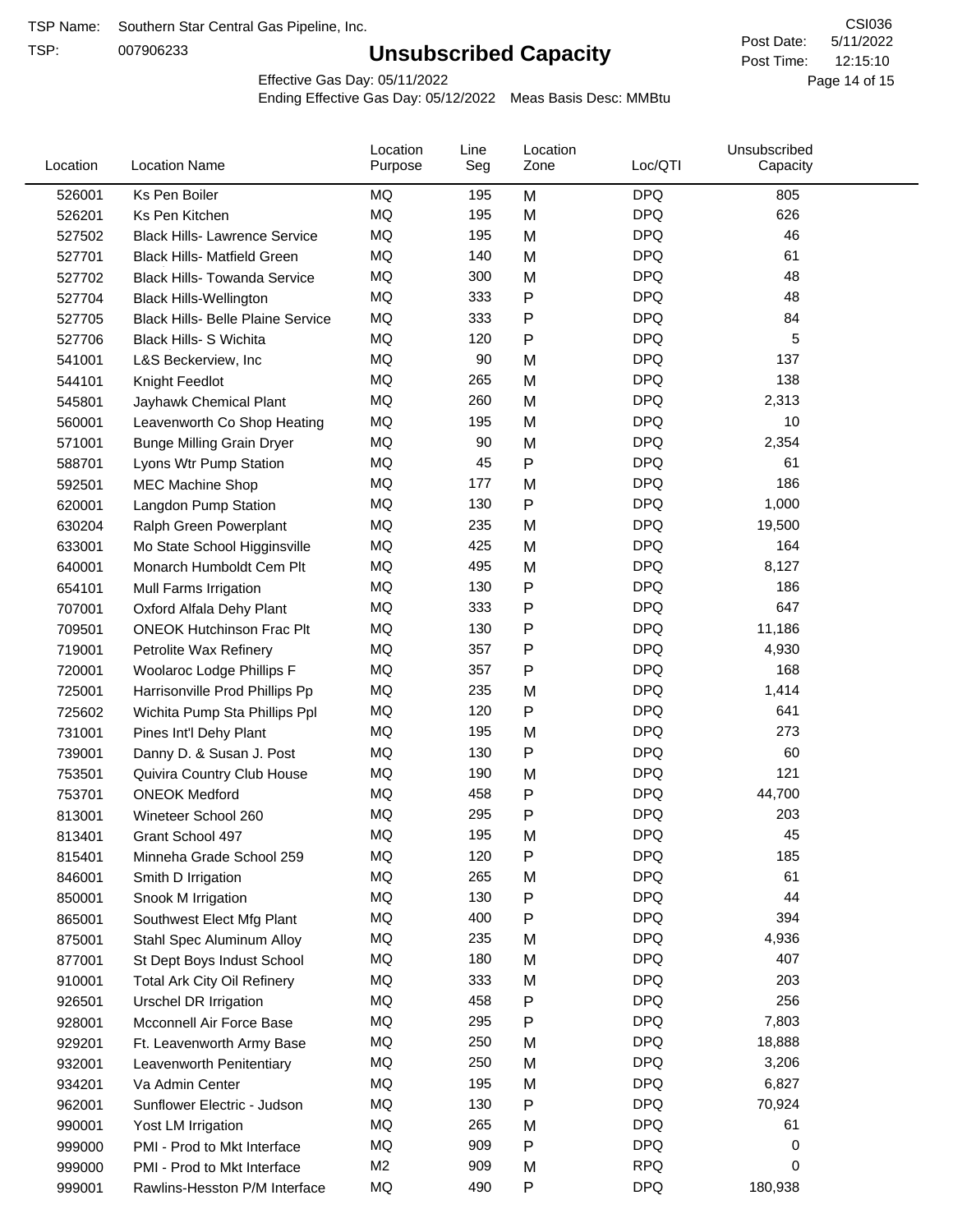TSP Name: Southern Star Central Gas Pipeline, Inc.

TSP: 007906233

# Unsubscribed Capacity

CSI036

Post Date: 5/11/2022

Post Time: 12:15:10

Effective Gas Day: 05/11/2022

Ending Effective Gas Day: 05/12/2022 Meas Basis Desc: MMBtu

| Location | Location Name | Location Purpose | Line Seg | Location Zone | Loc/QTI | Unsubscribed Capacity |
|---|---|---|---|---|---|---|
| 526001 | Ks Pen Boiler | MQ | 195 | M | DPQ | 805 |
| 526201 | Ks Pen Kitchen | MQ | 195 | M | DPQ | 626 |
| 527502 | Black Hills- Lawrence Service | MQ | 195 | M | DPQ | 46 |
| 527701 | Black Hills- Matfield Green | MQ | 140 | M | DPQ | 61 |
| 527702 | Black Hills- Towanda Service | MQ | 300 | M | DPQ | 48 |
| 527704 | Black Hills-Wellington | MQ | 333 | P | DPQ | 48 |
| 527705 | Black Hills- Belle Plaine Service | MQ | 333 | P | DPQ | 84 |
| 527706 | Black Hills- S Wichita | MQ | 120 | P | DPQ | 5 |
| 541001 | L&S Beckerview, Inc | MQ | 90 | M | DPQ | 137 |
| 544101 | Knight Feedlot | MQ | 265 | M | DPQ | 138 |
| 545801 | Jayhawk Chemical Plant | MQ | 260 | M | DPQ | 2,313 |
| 560001 | Leavenworth Co Shop Heating | MQ | 195 | M | DPQ | 10 |
| 571001 | Bunge Milling Grain Dryer | MQ | 90 | M | DPQ | 2,354 |
| 588701 | Lyons Wtr Pump Station | MQ | 45 | P | DPQ | 61 |
| 592501 | MEC Machine Shop | MQ | 177 | M | DPQ | 186 |
| 620001 | Langdon Pump Station | MQ | 130 | P | DPQ | 1,000 |
| 630204 | Ralph Green Powerplant | MQ | 235 | M | DPQ | 19,500 |
| 633001 | Mo State School Higginsville | MQ | 425 | M | DPQ | 164 |
| 640001 | Monarch Humboldt Cem Plt | MQ | 495 | M | DPQ | 8,127 |
| 654101 | Mull Farms Irrigation | MQ | 130 | P | DPQ | 186 |
| 707001 | Oxford Alfala Dehy Plant | MQ | 333 | P | DPQ | 647 |
| 709501 | ONEOK Hutchinson Frac Plt | MQ | 130 | P | DPQ | 11,186 |
| 719001 | Petrolite Wax Refinery | MQ | 357 | P | DPQ | 4,930 |
| 720001 | Woolaroc Lodge Phillips F | MQ | 357 | P | DPQ | 168 |
| 725001 | Harrisonville Prod Phillips Pp | MQ | 235 | M | DPQ | 1,414 |
| 725602 | Wichita Pump Sta Phillips Ppl | MQ | 120 | P | DPQ | 641 |
| 731001 | Pines Int'l Dehy Plant | MQ | 195 | M | DPQ | 273 |
| 739001 | Danny D. & Susan J. Post | MQ | 130 | P | DPQ | 60 |
| 753501 | Quivira Country Club House | MQ | 190 | M | DPQ | 121 |
| 753701 | ONEOK Medford | MQ | 458 | P | DPQ | 44,700 |
| 813001 | Wineteer School 260 | MQ | 295 | P | DPQ | 203 |
| 813401 | Grant School 497 | MQ | 195 | M | DPQ | 45 |
| 815401 | Minneha Grade School 259 | MQ | 120 | P | DPQ | 185 |
| 846001 | Smith D Irrigation | MQ | 265 | M | DPQ | 61 |
| 850001 | Snook M Irrigation | MQ | 130 | P | DPQ | 44 |
| 865001 | Southwest Elect Mfg Plant | MQ | 400 | P | DPQ | 394 |
| 875001 | Stahl Spec Aluminum Alloy | MQ | 235 | M | DPQ | 4,936 |
| 877001 | St Dept Boys Indust School | MQ | 180 | M | DPQ | 407 |
| 910001 | Total Ark City Oil Refinery | MQ | 333 | M | DPQ | 203 |
| 926501 | Urschel DR Irrigation | MQ | 458 | P | DPQ | 256 |
| 928001 | Mcconnell Air Force Base | MQ | 295 | P | DPQ | 7,803 |
| 929201 | Ft. Leavenworth Army Base | MQ | 250 | M | DPQ | 18,888 |
| 932001 | Leavenworth Penitentiary | MQ | 250 | M | DPQ | 3,206 |
| 934201 | Va Admin Center | MQ | 195 | M | DPQ | 6,827 |
| 962001 | Sunflower Electric - Judson | MQ | 130 | P | DPQ | 70,924 |
| 990001 | Yost LM Irrigation | MQ | 265 | M | DPQ | 61 |
| 999000 | PMI - Prod to Mkt Interface | MQ | 909 | P | DPQ | 0 |
| 999000 | PMI - Prod to Mkt Interface | M2 | 909 | M | RPQ | 0 |
| 999001 | Rawlins-Hesston P/M Interface | MQ | 490 | P | DPQ | 180,938 |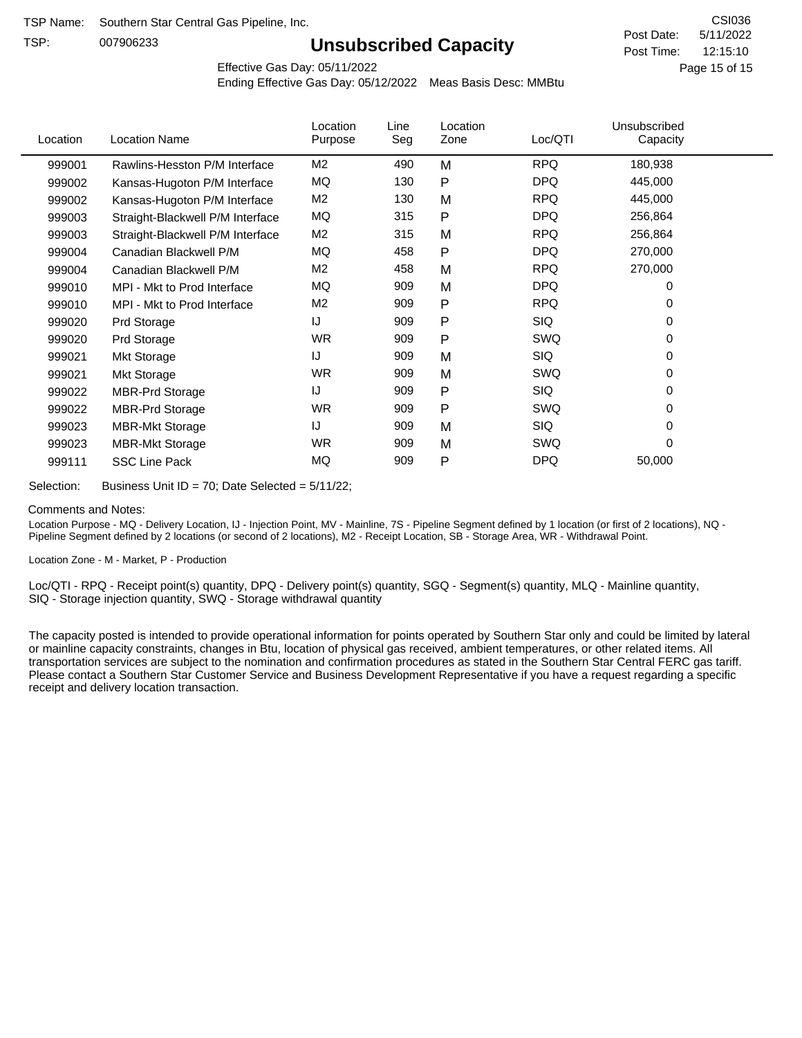TSP Name: Southern Star Central Gas Pipeline, Inc.

TSP: 007906233

# Unsubscribed Capacity

CSI036

Post Date: 5/11/2022

Post Time: 12:15:10

Effective Gas Day: 05/11/2022

Ending Effective Gas Day: 05/12/2022 Meas Basis Desc: MMBtu

| Location | Location Name | Location Purpose | Line Seg | Location Zone | Loc/QTI | Unsubscribed Capacity |
|---|---|---|---|---|---|---|
| 999001 | Rawlins-Hesston P/M Interface | M2 | 490 | M | RPQ | 180,938 |
| 999002 | Kansas-Hugoton P/M Interface | MQ | 130 | P | DPQ | 445,000 |
| 999002 | Kansas-Hugoton P/M Interface | M2 | 130 | M | RPQ | 445,000 |
| 999003 | Straight-Blackwell P/M Interface | MQ | 315 | P | DPQ | 256,864 |
| 999003 | Straight-Blackwell P/M Interface | M2 | 315 | M | RPQ | 256,864 |
| 999004 | Canadian Blackwell P/M | MQ | 458 | P | DPQ | 270,000 |
| 999004 | Canadian Blackwell P/M | M2 | 458 | M | RPQ | 270,000 |
| 999010 | MPI - Mkt to Prod Interface | MQ | 909 | M | DPQ | 0 |
| 999010 | MPI - Mkt to Prod Interface | M2 | 909 | P | RPQ | 0 |
| 999020 | Prd Storage | IJ | 909 | P | SIQ | 0 |
| 999020 | Prd Storage | WR | 909 | P | SWQ | 0 |
| 999021 | Mkt Storage | IJ | 909 | M | SIQ | 0 |
| 999021 | Mkt Storage | WR | 909 | M | SWQ | 0 |
| 999022 | MBR-Prd Storage | IJ | 909 | P | SIQ | 0 |
| 999022 | MBR-Prd Storage | WR | 909 | P | SWQ | 0 |
| 999023 | MBR-Mkt Storage | IJ | 909 | M | SIQ | 0 |
| 999023 | MBR-Mkt Storage | WR | 909 | M | SWQ | 0 |
| 999111 | SSC Line Pack | MQ | 909 | P | DPQ | 50,000 |

Selection: Business Unit ID = 70; Date Selected = 5/11/22;

Comments and Notes:

Location Purpose - MQ - Delivery Location, IJ - Injection Point, MV - Mainline, 7S - Pipeline Segment defined by 1 location (or first of 2 locations), NQ - Pipeline Segment defined by 2 locations (or second of 2 locations), M2 - Receipt Location, SB - Storage Area, WR - Withdrawal Point.

Location Zone - M - Market, P - Production

Loc/QTI - RPQ - Receipt point(s) quantity, DPQ - Delivery point(s) quantity, SGQ - Segment(s) quantity, MLQ - Mainline quantity, SIQ - Storage injection quantity, SWQ - Storage withdrawal quantity

The capacity posted is intended to provide operational information for points operated by Southern Star only and could be limited by lateral or mainline capacity constraints, changes in Btu, location of physical gas received, ambient temperatures, or other related items. All transportation services are subject to the nomination and confirmation procedures as stated in the Southern Star Central FERC gas tariff. Please contact a Southern Star Customer Service and Business Development Representative if you have a request regarding a specific receipt and delivery location transaction.